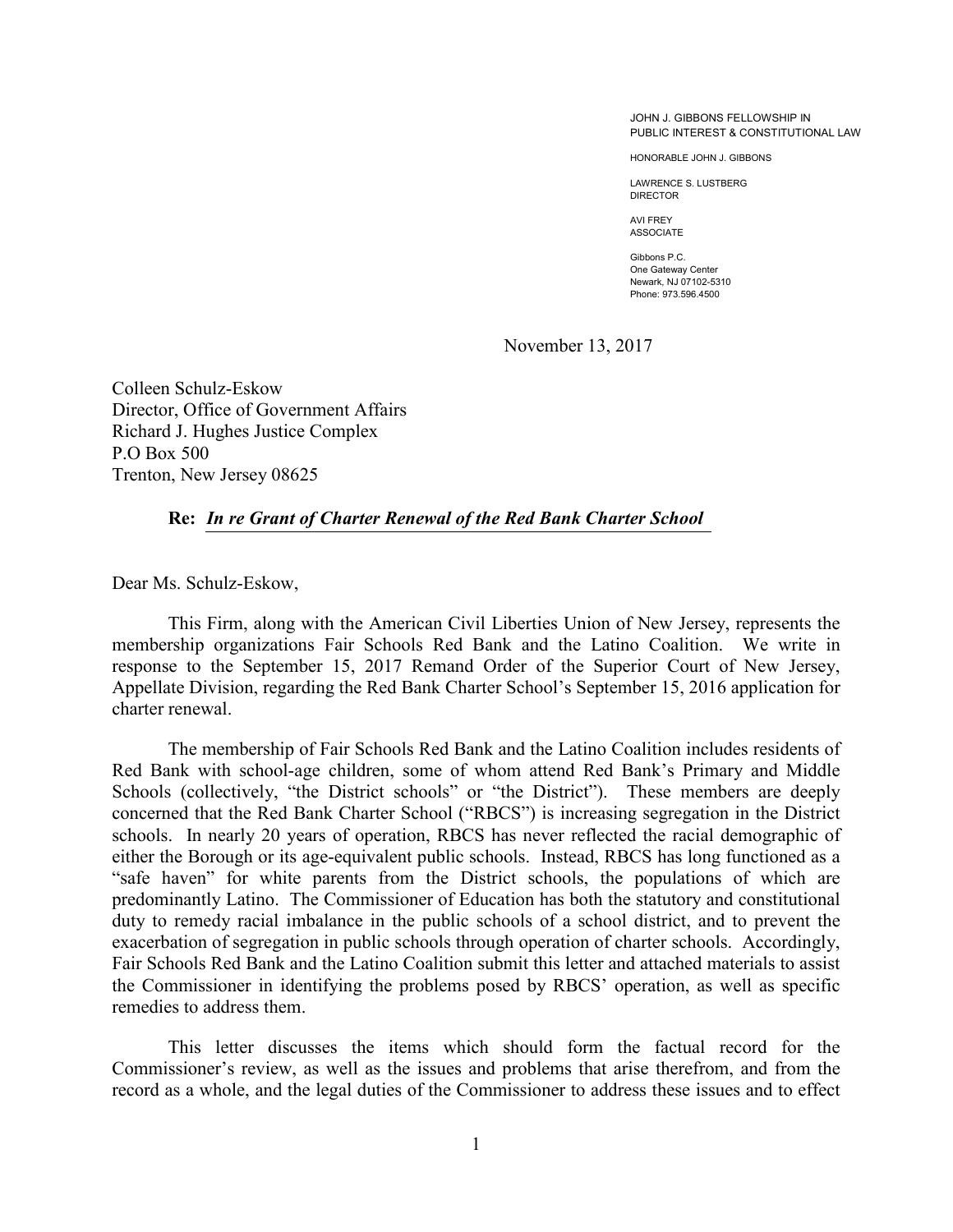JOHN J. GIBBONS FELLOWSHIP IN
PUBLIC INTEREST & CONSTITUTIONAL LAW

HONORABLE JOHN J. GIBBONS

LAWRENCE S. LUSTBERG
DIRECTOR

AVI FREY
ASSOCIATE

Gibbons P.C.
One Gateway Center
Newark, NJ 07102-5310
Phone: 973.596.4500

November 13, 2017

Colleen Schulz-Eskow
Director, Office of Government Affairs
Richard J. Hughes Justice Complex
P.O Box 500
Trenton, New Jersey 08625

**Re: *In re Grant of Charter Renewal of the Red Bank Charter School***

Dear Ms. Schulz-Eskow,

This Firm, along with the American Civil Liberties Union of New Jersey, represents the membership organizations Fair Schools Red Bank and the Latino Coalition. We write in response to the September 15, 2017 Remand Order of the Superior Court of New Jersey, Appellate Division, regarding the Red Bank Charter School's September 15, 2016 application for charter renewal.

The membership of Fair Schools Red Bank and the Latino Coalition includes residents of Red Bank with school-age children, some of whom attend Red Bank's Primary and Middle Schools (collectively, "the District schools" or "the District"). These members are deeply concerned that the Red Bank Charter School ("RBCS") is increasing segregation in the District schools. In nearly 20 years of operation, RBCS has never reflected the racial demographic of either the Borough or its age-equivalent public schools. Instead, RBCS has long functioned as a "safe haven" for white parents from the District schools, the populations of which are predominantly Latino. The Commissioner of Education has both the statutory and constitutional duty to remedy racial imbalance in the public schools of a school district, and to prevent the exacerbation of segregation in public schools through operation of charter schools. Accordingly, Fair Schools Red Bank and the Latino Coalition submit this letter and attached materials to assist the Commissioner in identifying the problems posed by RBCS' operation, as well as specific remedies to address them.

This letter discusses the items which should form the factual record for the Commissioner's review, as well as the issues and problems that arise therefrom, and from the record as a whole, and the legal duties of the Commissioner to address these issues and to effect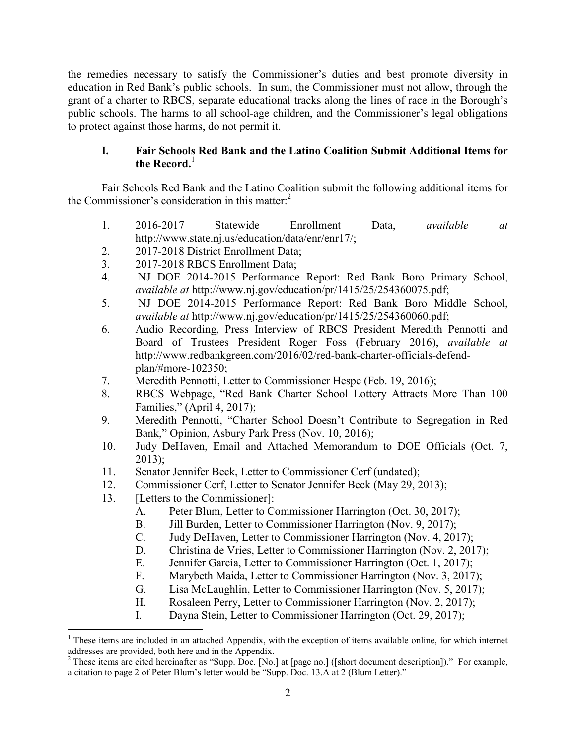the remedies necessary to satisfy the Commissioner's duties and best promote diversity in education in Red Bank's public schools. In sum, the Commissioner must not allow, through the grant of a charter to RBCS, separate educational tracks along the lines of race in the Borough's public schools. The harms to all school-age children, and the Commissioner's legal obligations to protect against those harms, do not permit it.

## I. Fair Schools Red Bank and the Latino Coalition Submit Additional Items for the Record.[1]

Fair Schools Red Bank and the Latino Coalition submit the following additional items for the Commissioner's consideration in this matter:[2]

1. 2016-2017 Statewide Enrollment Data, *available at* http://www.state.nj.us/education/data/enr/enr17/;
2. 2017-2018 District Enrollment Data;
3. 2017-2018 RBCS Enrollment Data;
4. NJ DOE 2014-2015 Performance Report: Red Bank Boro Primary School, *available at* http://www.nj.gov/education/pr/1415/25/254360075.pdf;
5. NJ DOE 2014-2015 Performance Report: Red Bank Boro Middle School, *available at* http://www.nj.gov/education/pr/1415/25/254360060.pdf;
6. Audio Recording, Press Interview of RBCS President Meredith Pennotti and Board of Trustees President Roger Foss (February 2016), *available at* http://www.redbankgreen.com/2016/02/red-bank-charter-officials-defend-plan/#more-102350;
7. Meredith Pennotti, Letter to Commissioner Hespe (Feb. 19, 2016);
8. RBCS Webpage, "Red Bank Charter School Lottery Attracts More Than 100 Families," (April 4, 2017);
9. Meredith Pennotti, "Charter School Doesn't Contribute to Segregation in Red Bank," Opinion, Asbury Park Press (Nov. 10, 2016);
10. Judy DeHaven, Email and Attached Memorandum to DOE Officials (Oct. 7, 2013);
11. Senator Jennifer Beck, Letter to Commissioner Cerf (undated);
12. Commissioner Cerf, Letter to Senator Jennifer Beck (May 29, 2013);
13. [Letters to the Commissioner]:
    - A. Peter Blum, Letter to Commissioner Harrington (Oct. 30, 2017);
    - B. Jill Burden, Letter to Commissioner Harrington (Nov. 9, 2017);
    - C. Judy DeHaven, Letter to Commissioner Harrington (Nov. 4, 2017);
    - D. Christina de Vries, Letter to Commissioner Harrington (Nov. 2, 2017);
    - E. Jennifer Garcia, Letter to Commissioner Harrington (Oct. 1, 2017);
    - F. Marybeth Maida, Letter to Commissioner Harrington (Nov. 3, 2017);
    - G. Lisa McLaughlin, Letter to Commissioner Harrington (Nov. 5, 2017);
    - H. Rosaleen Perry, Letter to Commissioner Harrington (Nov. 2, 2017);
    - I. Dayna Stein, Letter to Commissioner Harrington (Oct. 29, 2017);

---

[1] These items are included in an attached Appendix, with the exception of items available online, for which internet addresses are provided, both here and in the Appendix.

[2] These items are cited hereinafter as "Supp. Doc. [No.] at [page no.] ([short document description])." For example, a citation to page 2 of Peter Blum's letter would be "Supp. Doc. 13.A at 2 (Blum Letter)."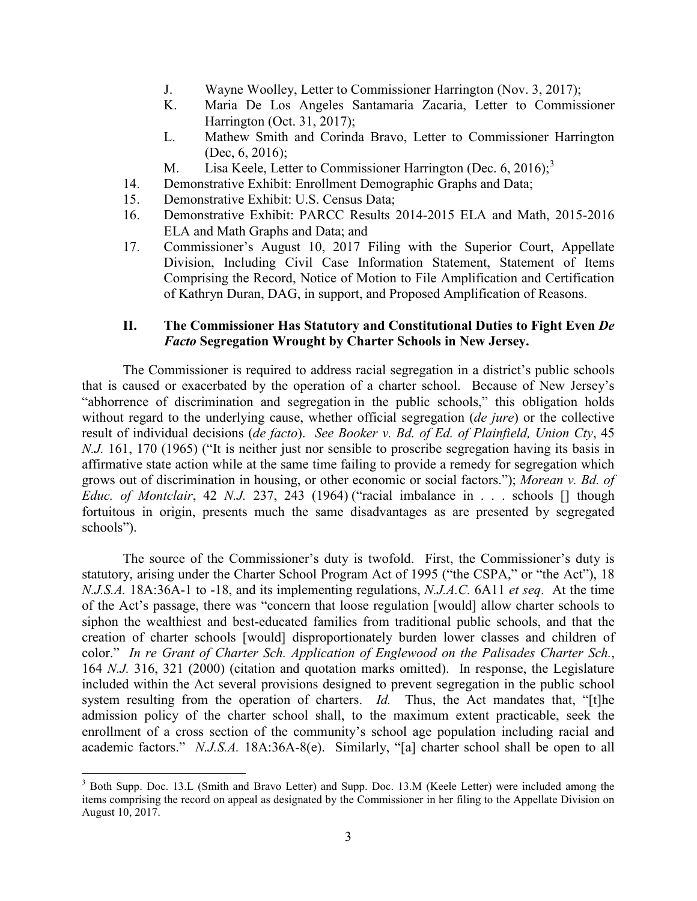- J. Wayne Woolley, Letter to Commissioner Harrington (Nov. 3, 2017);
   - K. Maria De Los Angeles Santamaria Zacaria, Letter to Commissioner Harrington (Oct. 31, 2017);
   - L. Mathew Smith and Corinda Bravo, Letter to Commissioner Harrington (Dec, 6, 2016);
   - M. Lisa Keele, Letter to Commissioner Harrington (Dec. 6, 2016);[3]

14. Demonstrative Exhibit: Enrollment Demographic Graphs and Data;
15. Demonstrative Exhibit: U.S. Census Data;
16. Demonstrative Exhibit: PARCC Results 2014-2015 ELA and Math, 2015-2016 ELA and Math Graphs and Data; and
17. Commissioner's August 10, 2017 Filing with the Superior Court, Appellate Division, Including Civil Case Information Statement, Statement of Items Comprising the Record, Notice of Motion to File Amplification and Certification of Kathryn Duran, DAG, in support, and Proposed Amplification of Reasons.

## II. The Commissioner Has Statutory and Constitutional Duties to Fight Even *De Facto* Segregation Wrought by Charter Schools in New Jersey.

The Commissioner is required to address racial segregation in a district's public schools that is caused or exacerbated by the operation of a charter school. Because of New Jersey's "abhorrence of discrimination and segregation in the public schools," this obligation holds without regard to the underlying cause, whether official segregation (*de jure*) or the collective result of individual decisions (*de facto*). *See Booker v. Bd. of Ed. of Plainfield, Union Cty*, 45 *N.J.* 161, 170 (1965) ("It is neither just nor sensible to proscribe segregation having its basis in affirmative state action while at the same time failing to provide a remedy for segregation which grows out of discrimination in housing, or other economic or social factors."); *Morean v. Bd. of Educ. of Montclair*, 42 *N.J.* 237, 243 (1964) ("racial imbalance in . . . schools [] though fortuitous in origin, presents much the same disadvantages as are presented by segregated schools").

The source of the Commissioner's duty is twofold. First, the Commissioner's duty is statutory, arising under the Charter School Program Act of 1995 ("the CSPA," or "the Act"), 18 *N.J.S.A.* 18A:36A-1 to -18, and its implementing regulations, *N.J.A.C.* 6A11 *et seq*. At the time of the Act's passage, there was "concern that loose regulation [would] allow charter schools to siphon the wealthiest and best-educated families from traditional public schools, and that the creation of charter schools [would] disproportionately burden lower classes and children of color." *In re Grant of Charter Sch. Application of Englewood on the Palisades Charter Sch.*, 164 *N.J.* 316, 321 (2000) (citation and quotation marks omitted). In response, the Legislature included within the Act several provisions designed to prevent segregation in the public school system resulting from the operation of charters. *Id.* Thus, the Act mandates that, "[t]he admission policy of the charter school shall, to the maximum extent practicable, seek the enrollment of a cross section of the community's school age population including racial and academic factors." *N.J.S.A.* 18A:36A-8(e). Similarly, "[a] charter school shall be open to all

[3] Both Supp. Doc. 13.L (Smith and Bravo Letter) and Supp. Doc. 13.M (Keele Letter) were included among the items comprising the record on appeal as designated by the Commissioner in her filing to the Appellate Division on August 10, 2017.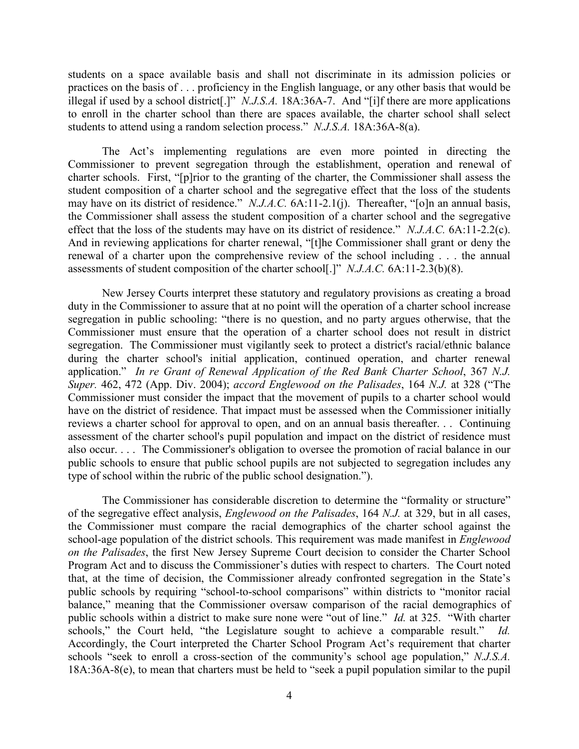students on a space available basis and shall not discriminate in its admission policies or practices on the basis of . . . proficiency in the English language, or any other basis that would be illegal if used by a school district[.]" *N.J.S.A.* 18A:36A-7. And "[i]f there are more applications to enroll in the charter school than there are spaces available, the charter school shall select students to attend using a random selection process." *N.J.S.A.* 18A:36A-8(a).

The Act's implementing regulations are even more pointed in directing the Commissioner to prevent segregation through the establishment, operation and renewal of charter schools. First, "[p]rior to the granting of the charter, the Commissioner shall assess the student composition of a charter school and the segregative effect that the loss of the students may have on its district of residence." *N.J.A.C.* 6A:11-2.1(j). Thereafter, "[o]n an annual basis, the Commissioner shall assess the student composition of a charter school and the segregative effect that the loss of the students may have on its district of residence." *N.J.A.C.* 6A:11-2.2(c). And in reviewing applications for charter renewal, "[t]he Commissioner shall grant or deny the renewal of a charter upon the comprehensive review of the school including . . . the annual assessments of student composition of the charter school[.]" *N.J.A.C.* 6A:11-2.3(b)(8).

New Jersey Courts interpret these statutory and regulatory provisions as creating a broad duty in the Commissioner to assure that at no point will the operation of a charter school increase segregation in public schooling: "there is no question, and no party argues otherwise, that the Commissioner must ensure that the operation of a charter school does not result in district segregation. The Commissioner must vigilantly seek to protect a district's racial/ethnic balance during the charter school's initial application, continued operation, and charter renewal application." *In re Grant of Renewal Application of the Red Bank Charter School*, 367 *N.J. Super.* 462, 472 (App. Div. 2004); *accord Englewood on the Palisades*, 164 *N.J.* at 328 ("The Commissioner must consider the impact that the movement of pupils to a charter school would have on the district of residence. That impact must be assessed when the Commissioner initially reviews a charter school for approval to open, and on an annual basis thereafter. . . Continuing assessment of the charter school's pupil population and impact on the district of residence must also occur. . . . The Commissioner's obligation to oversee the promotion of racial balance in our public schools to ensure that public school pupils are not subjected to segregation includes any type of school within the rubric of the public school designation.").

The Commissioner has considerable discretion to determine the "formality or structure" of the segregative effect analysis, *Englewood on the Palisades*, 164 *N.J.* at 329, but in all cases, the Commissioner must compare the racial demographics of the charter school against the school-age population of the district schools. This requirement was made manifest in *Englewood on the Palisades*, the first New Jersey Supreme Court decision to consider the Charter School Program Act and to discuss the Commissioner's duties with respect to charters. The Court noted that, at the time of decision, the Commissioner already confronted segregation in the State's public schools by requiring "school-to-school comparisons" within districts to "monitor racial balance," meaning that the Commissioner oversaw comparison of the racial demographics of public schools within a district to make sure none were "out of line." *Id.* at 325. "With charter schools," the Court held, "the Legislature sought to achieve a comparable result." *Id.* Accordingly, the Court interpreted the Charter School Program Act's requirement that charter schools "seek to enroll a cross-section of the community's school age population," *N.J.S.A.* 18A:36A-8(e), to mean that charters must be held to "seek a pupil population similar to the pupil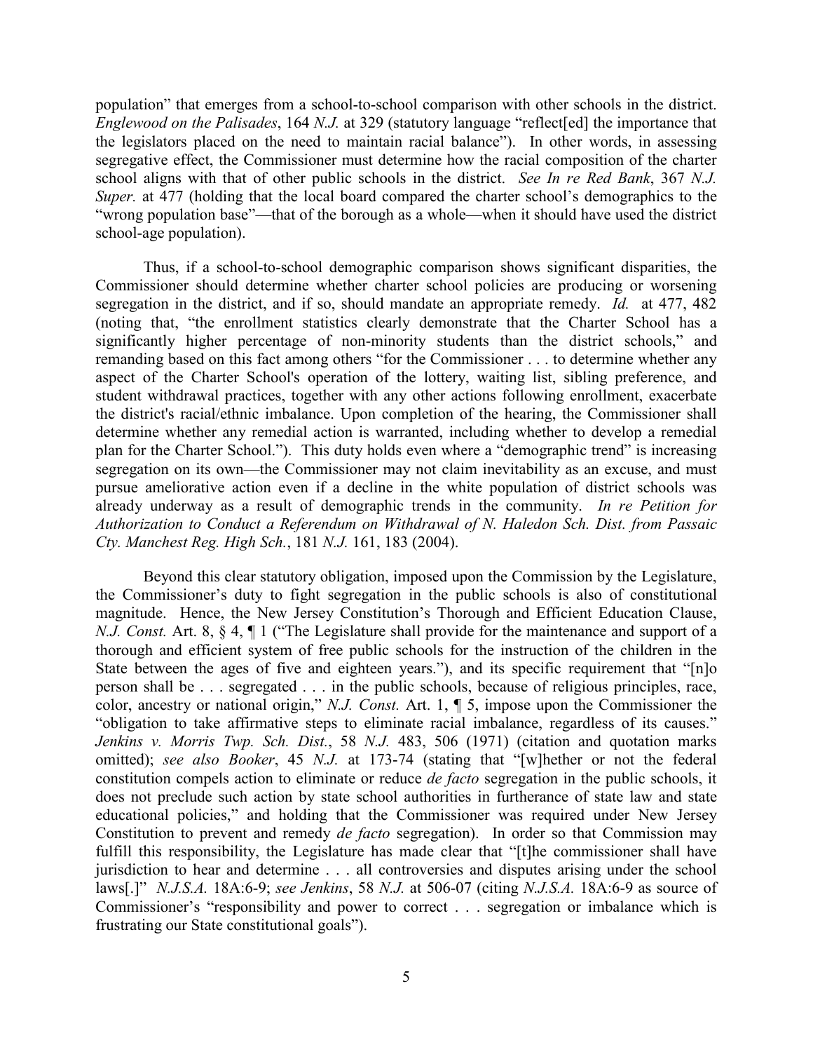population" that emerges from a school-to-school comparison with other schools in the district. *Englewood on the Palisades*, 164 *N.J.* at 329 (statutory language "reflect[ed] the importance that the legislators placed on the need to maintain racial balance"). In other words, in assessing segregative effect, the Commissioner must determine how the racial composition of the charter school aligns with that of other public schools in the district. *See In re Red Bank*, 367 *N.J. Super.* at 477 (holding that the local board compared the charter school's demographics to the "wrong population base"—that of the borough as a whole—when it should have used the district school-age population).

Thus, if a school-to-school demographic comparison shows significant disparities, the Commissioner should determine whether charter school policies are producing or worsening segregation in the district, and if so, should mandate an appropriate remedy. *Id.* at 477, 482 (noting that, "the enrollment statistics clearly demonstrate that the Charter School has a significantly higher percentage of non-minority students than the district schools," and remanding based on this fact among others "for the Commissioner . . . to determine whether any aspect of the Charter School's operation of the lottery, waiting list, sibling preference, and student withdrawal practices, together with any other actions following enrollment, exacerbate the district's racial/ethnic imbalance. Upon completion of the hearing, the Commissioner shall determine whether any remedial action is warranted, including whether to develop a remedial plan for the Charter School."). This duty holds even where a "demographic trend" is increasing segregation on its own—the Commissioner may not claim inevitability as an excuse, and must pursue ameliorative action even if a decline in the white population of district schools was already underway as a result of demographic trends in the community. *In re Petition for Authorization to Conduct a Referendum on Withdrawal of N. Haledon Sch. Dist. from Passaic Cty. Manchest Reg. High Sch.*, 181 *N.J.* 161, 183 (2004).

Beyond this clear statutory obligation, imposed upon the Commission by the Legislature, the Commissioner's duty to fight segregation in the public schools is also of constitutional magnitude. Hence, the New Jersey Constitution's Thorough and Efficient Education Clause, *N.J. Const.* Art. 8, § 4, ¶ 1 ("The Legislature shall provide for the maintenance and support of a thorough and efficient system of free public schools for the instruction of the children in the State between the ages of five and eighteen years."), and its specific requirement that "[n]o person shall be . . . segregated . . . in the public schools, because of religious principles, race, color, ancestry or national origin," *N.J. Const.* Art. 1, ¶ 5, impose upon the Commissioner the "obligation to take affirmative steps to eliminate racial imbalance, regardless of its causes." *Jenkins v. Morris Twp. Sch. Dist.*, 58 *N.J.* 483, 506 (1971) (citation and quotation marks omitted); *see also Booker*, 45 *N.J.* at 173-74 (stating that "[w]hether or not the federal constitution compels action to eliminate or reduce *de facto* segregation in the public schools, it does not preclude such action by state school authorities in furtherance of state law and state educational policies," and holding that the Commissioner was required under New Jersey Constitution to prevent and remedy *de facto* segregation). In order so that Commission may fulfill this responsibility, the Legislature has made clear that "[t]he commissioner shall have jurisdiction to hear and determine . . . all controversies and disputes arising under the school laws[.]" *N.J.S.A.* 18A:6-9; *see Jenkins*, 58 *N.J.* at 506-07 (citing *N.J.S.A.* 18A:6-9 as source of Commissioner's "responsibility and power to correct . . . segregation or imbalance which is frustrating our State constitutional goals").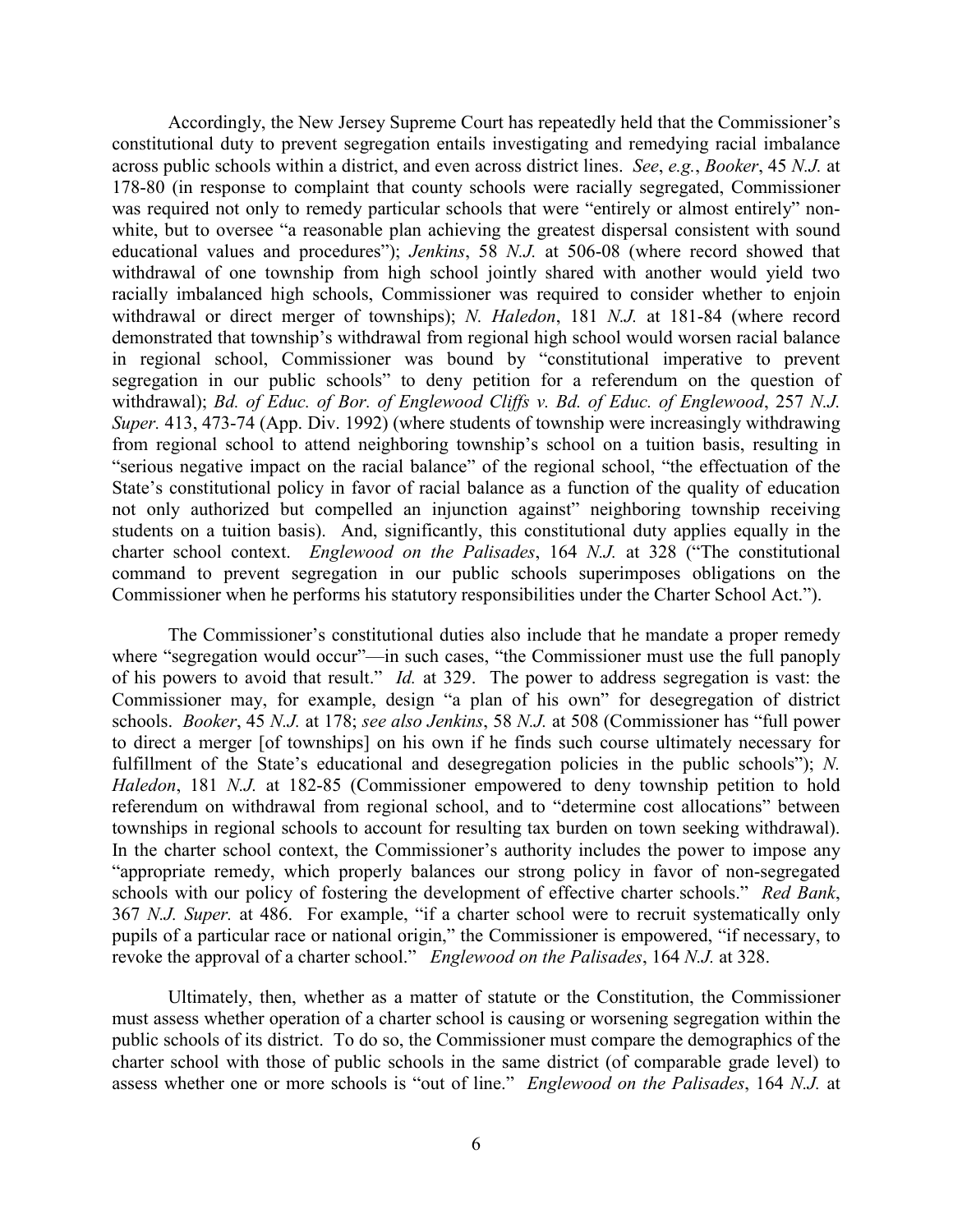Accordingly, the New Jersey Supreme Court has repeatedly held that the Commissioner's constitutional duty to prevent segregation entails investigating and remedying racial imbalance across public schools within a district, and even across district lines. *See*, *e.g.*, *Booker*, 45 *N.J.* at 178-80 (in response to complaint that county schools were racially segregated, Commissioner was required not only to remedy particular schools that were "entirely or almost entirely" non-white, but to oversee "a reasonable plan achieving the greatest dispersal consistent with sound educational values and procedures"); *Jenkins*, 58 *N.J.* at 506-08 (where record showed that withdrawal of one township from high school jointly shared with another would yield two racially imbalanced high schools, Commissioner was required to consider whether to enjoin withdrawal or direct merger of townships); *N. Haledon*, 181 *N.J.* at 181-84 (where record demonstrated that township's withdrawal from regional high school would worsen racial balance in regional school, Commissioner was bound by "constitutional imperative to prevent segregation in our public schools" to deny petition for a referendum on the question of withdrawal); *Bd. of Educ. of Bor. of Englewood Cliffs v. Bd. of Educ. of Englewood*, 257 *N.J. Super.* 413, 473-74 (App. Div. 1992) (where students of township were increasingly withdrawing from regional school to attend neighboring township's school on a tuition basis, resulting in "serious negative impact on the racial balance" of the regional school, "the effectuation of the State's constitutional policy in favor of racial balance as a function of the quality of education not only authorized but compelled an injunction against" neighboring township receiving students on a tuition basis). And, significantly, this constitutional duty applies equally in the charter school context. *Englewood on the Palisades*, 164 *N.J.* at 328 ("The constitutional command to prevent segregation in our public schools superimposes obligations on the Commissioner when he performs his statutory responsibilities under the Charter School Act.").

The Commissioner's constitutional duties also include that he mandate a proper remedy where "segregation would occur"—in such cases, "the Commissioner must use the full panoply of his powers to avoid that result." *Id.* at 329. The power to address segregation is vast: the Commissioner may, for example, design "a plan of his own" for desegregation of district schools. *Booker*, 45 *N.J.* at 178; *see also Jenkins*, 58 *N.J.* at 508 (Commissioner has "full power to direct a merger [of townships] on his own if he finds such course ultimately necessary for fulfillment of the State's educational and desegregation policies in the public schools"); *N. Haledon*, 181 *N.J.* at 182-85 (Commissioner empowered to deny township petition to hold referendum on withdrawal from regional school, and to "determine cost allocations" between townships in regional schools to account for resulting tax burden on town seeking withdrawal). In the charter school context, the Commissioner's authority includes the power to impose any "appropriate remedy, which properly balances our strong policy in favor of non-segregated schools with our policy of fostering the development of effective charter schools." *Red Bank*, 367 *N.J. Super.* at 486. For example, "if a charter school were to recruit systematically only pupils of a particular race or national origin," the Commissioner is empowered, "if necessary, to revoke the approval of a charter school." *Englewood on the Palisades*, 164 *N.J.* at 328.

Ultimately, then, whether as a matter of statute or the Constitution, the Commissioner must assess whether operation of a charter school is causing or worsening segregation within the public schools of its district. To do so, the Commissioner must compare the demographics of the charter school with those of public schools in the same district (of comparable grade level) to assess whether one or more schools is "out of line." *Englewood on the Palisades*, 164 *N.J.* at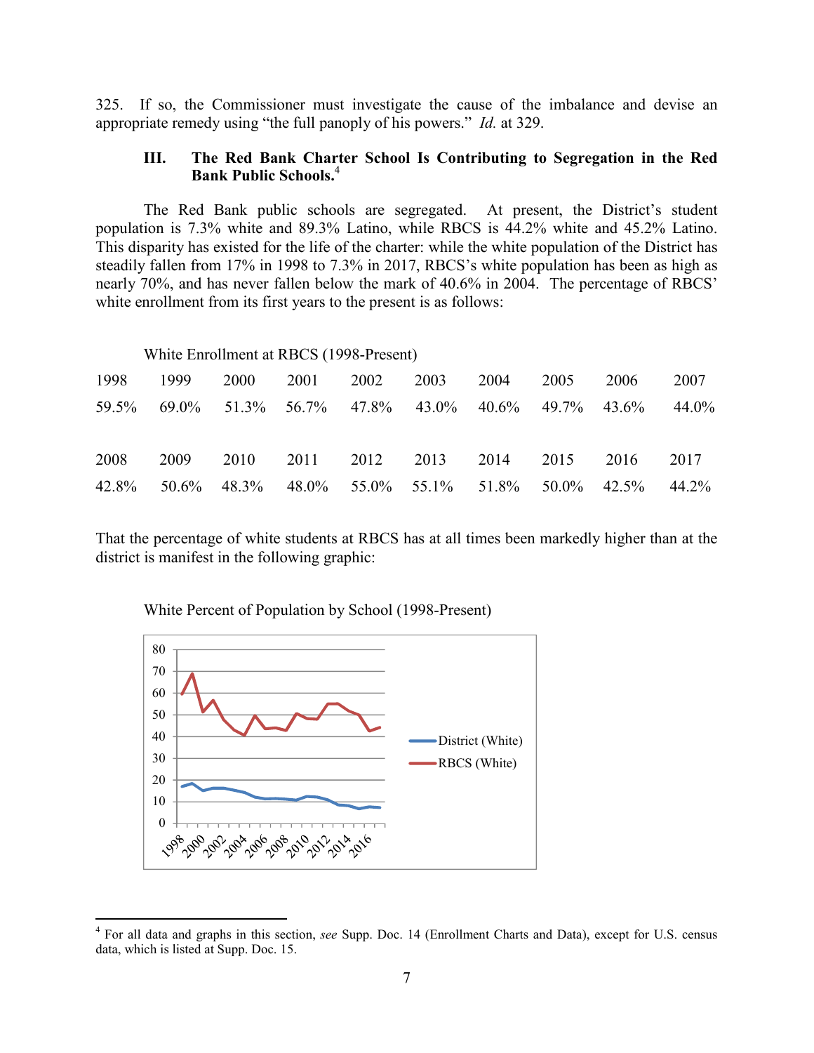325. If so, the Commissioner must investigate the cause of the imbalance and devise an appropriate remedy using "the full panoply of his powers." *Id.* at 329.

### III. The Red Bank Charter School Is Contributing to Segregation in the Red Bank Public Schools.[4]

The Red Bank public schools are segregated. At present, the District's student population is 7.3% white and 89.3% Latino, while RBCS is 44.2% white and 45.2% Latino. This disparity has existed for the life of the charter: while the white population of the District has steadily fallen from 17% in 1998 to 7.3% in 2017, RBCS's white population has been as high as nearly 70%, and has never fallen below the mark of 40.6% in 2004. The percentage of RBCS' white enrollment from its first years to the present is as follows:

White Enrollment at RBCS (1998-Present)

| 1998 | 1999 | 2000 | 2001 | 2002 | 2003 | 2004 | 2005 | 2006 | 2007 |
|---|---|---|---|---|---|---|---|---|---|
| 59.5% | 69.0% | 51.3% | 56.7% | 47.8% | 43.0% | 40.6% | 49.7% | 43.6% | 44.0% |

| 2008 | 2009 | 2010 | 2011 | 2012 | 2013 | 2014 | 2015 | 2016 | 2017 |
|---|---|---|---|---|---|---|---|---|---|
| 42.8% | 50.6% | 48.3% | 48.0% | 55.0% | 55.1% | 51.8% | 50.0% | 42.5% | 44.2% |

That the percentage of white students at RBCS has at all times been markedly higher than at the district is manifest in the following graphic:

White Percent of Population by School (1998-Present)

---

[4] For all data and graphs in this section, *see* Supp. Doc. 14 (Enrollment Charts and Data), except for U.S. census data, which is listed at Supp. Doc. 15.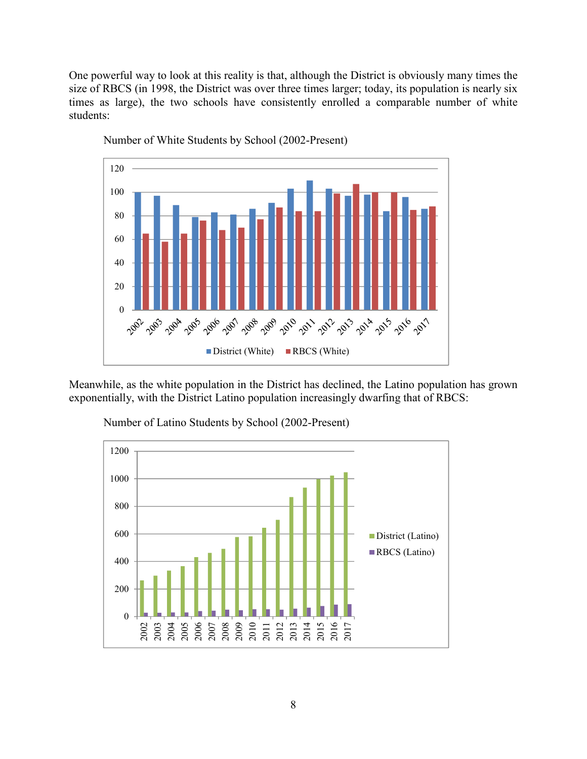One powerful way to look at this reality is that, although the District is obviously many times the size of RBCS (in 1998, the District was over three times larger; today, its population is nearly six times as large), the two schools have consistently enrolled a comparable number of white students:

Number of White Students by School (2002-Present)

Meanwhile, as the white population in the District has declined, the Latino population has grown exponentially, with the District Latino population increasingly dwarfing that of RBCS:

Number of Latino Students by School (2002-Present)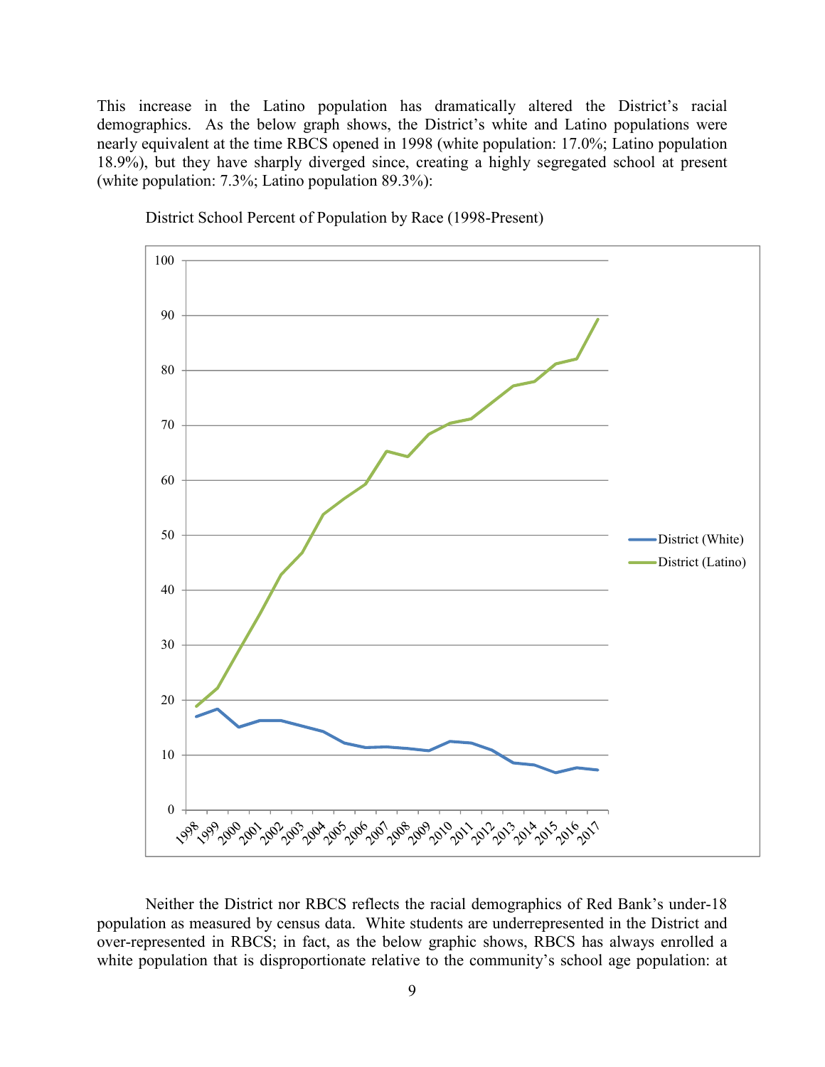This increase in the Latino population has dramatically altered the District's racial demographics. As the below graph shows, the District's white and Latino populations were nearly equivalent at the time RBCS opened in 1998 (white population: 17.0%; Latino population 18.9%), but they have sharply diverged since, creating a highly segregated school at present (white population: 7.3%; Latino population 89.3%):

District School Percent of Population by Race (1998-Present)

Neither the District nor RBCS reflects the racial demographics of Red Bank's under-18 population as measured by census data. White students are underrepresented in the District and over-represented in RBCS; in fact, as the below graphic shows, RBCS has always enrolled a white population that is disproportionate relative to the community's school age population: at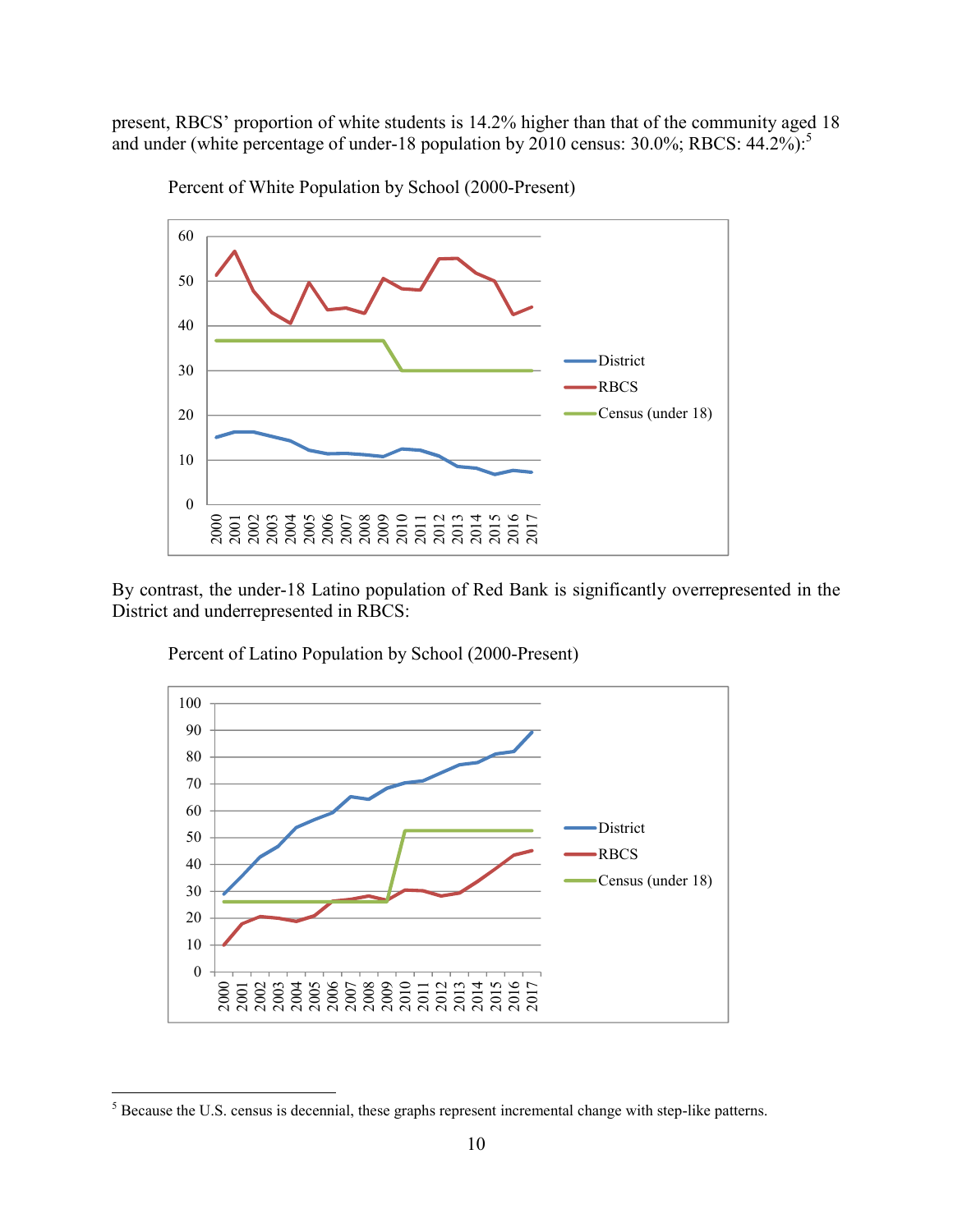present, RBCS' proportion of white students is 14.2% higher than that of the community aged 18 and under (white percentage of under-18 population by 2010 census: 30.0%; RBCS: 44.2%):[5]

Percent of White Population by School (2000-Present)

By contrast, the under-18 Latino population of Red Bank is significantly overrepresented in the District and underrepresented in RBCS:

Percent of Latino Population by School (2000-Present)

[5] Because the U.S. census is decennial, these graphs represent incremental change with step-like patterns.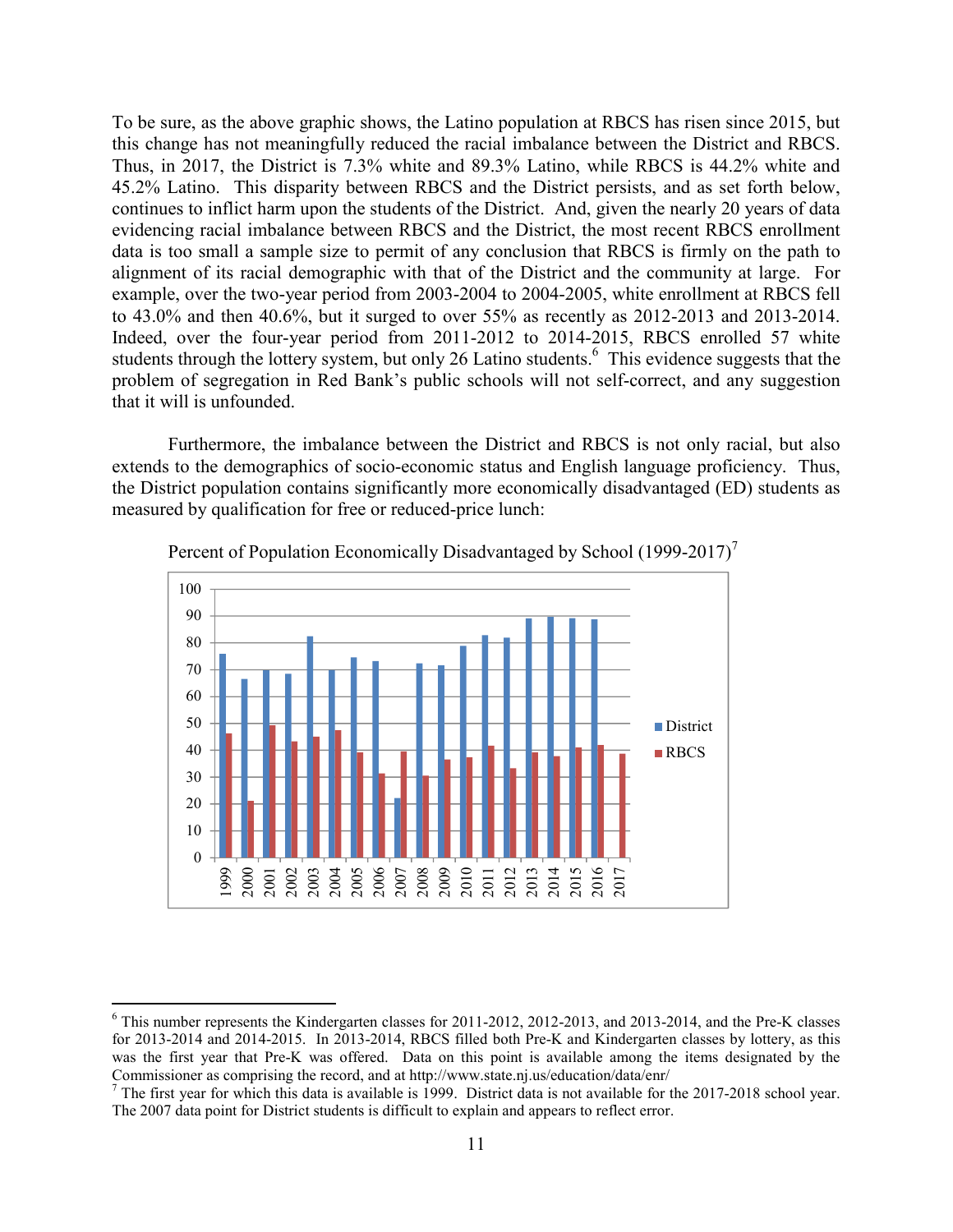To be sure, as the above graphic shows, the Latino population at RBCS has risen since 2015, but this change has not meaningfully reduced the racial imbalance between the District and RBCS. Thus, in 2017, the District is 7.3% white and 89.3% Latino, while RBCS is 44.2% white and 45.2% Latino. This disparity between RBCS and the District persists, and as set forth below, continues to inflict harm upon the students of the District. And, given the nearly 20 years of data evidencing racial imbalance between RBCS and the District, the most recent RBCS enrollment data is too small a sample size to permit of any conclusion that RBCS is firmly on the path to alignment of its racial demographic with that of the District and the community at large. For example, over the two-year period from 2003-2004 to 2004-2005, white enrollment at RBCS fell to 43.0% and then 40.6%, but it surged to over 55% as recently as 2012-2013 and 2013-2014. Indeed, over the four-year period from 2011-2012 to 2014-2015, RBCS enrolled 57 white students through the lottery system, but only 26 Latino students.[6] This evidence suggests that the problem of segregation in Red Bank's public schools will not self-correct, and any suggestion that it will is unfounded.

Furthermore, the imbalance between the District and RBCS is not only racial, but also extends to the demographics of socio-economic status and English language proficiency. Thus, the District population contains significantly more economically disadvantaged (ED) students as measured by qualification for free or reduced-price lunch:

Percent of Population Economically Disadvantaged by School (1999-2017)[7]

| Year | District | RBCS |
|---|---|---|
| 1999 | 76 | 46 |
| 2000 | 66.5 | 21 |
| 2001 | 70 | 49 |
| 2002 | 68.5 | 43 |
| 2003 | 82.5 | 45 |
| 2004 | 70 | 47.5 |
| 2005 | 74.5 | 39 |
| 2006 | 73 | 31 |
| 2007 | 22 | 39.5 |
| 2008 | 72 | 30.5 |
| 2009 | 71.5 | 36.5 |
| 2010 | 79 | 37 |
| 2011 | 83 | 41.5 |
| 2012 | 82 | 33 |
| 2013 | 89 | 39 |
| 2014 | 89.5 | 37.5 |
| 2015 | 89 | 41 |
| 2016 | 89 | 42 |
| 2017 | | 38.5 |

---

[6] This number represents the Kindergarten classes for 2011-2012, 2012-2013, and 2013-2014, and the Pre-K classes for 2013-2014 and 2014-2015. In 2013-2014, RBCS filled both Pre-K and Kindergarten classes by lottery, as this was the first year that Pre-K was offered. Data on this point is available among the items designated by the Commissioner as comprising the record, and at http://www.state.nj.us/education/data/enr/

[7] The first year for which this data is available is 1999. District data is not available for the 2017-2018 school year. The 2007 data point for District students is difficult to explain and appears to reflect error.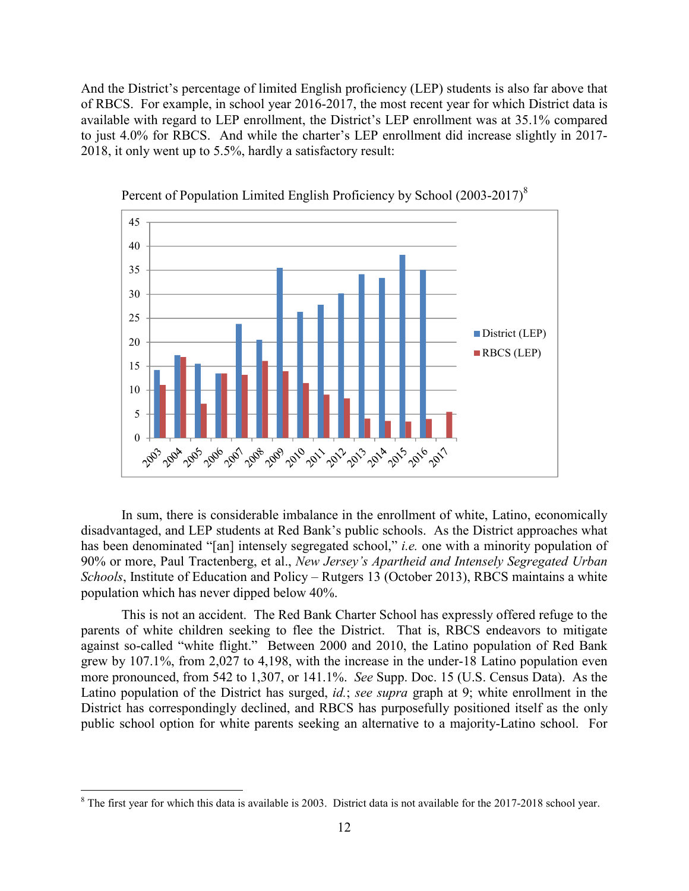And the District's percentage of limited English proficiency (LEP) students is also far above that of RBCS. For example, in school year 2016-2017, the most recent year for which District data is available with regard to LEP enrollment, the District's LEP enrollment was at 35.1% compared to just 4.0% for RBCS. And while the charter's LEP enrollment did increase slightly in 2017-2018, it only went up to 5.5%, hardly a satisfactory result:

Percent of Population Limited English Proficiency by School (2003-2017)[8]

In sum, there is considerable imbalance in the enrollment of white, Latino, economically disadvantaged, and LEP students at Red Bank's public schools. As the District approaches what has been denominated "[an] intensely segregated school," *i.e.* one with a minority population of 90% or more, Paul Tractenberg, et al., *New Jersey's Apartheid and Intensely Segregated Urban Schools*, Institute of Education and Policy – Rutgers 13 (October 2013), RBCS maintains a white population which has never dipped below 40%.

This is not an accident. The Red Bank Charter School has expressly offered refuge to the parents of white children seeking to flee the District. That is, RBCS endeavors to mitigate against so-called "white flight." Between 2000 and 2010, the Latino population of Red Bank grew by 107.1%, from 2,027 to 4,198, with the increase in the under-18 Latino population even more pronounced, from 542 to 1,307, or 141.1%. *See* Supp. Doc. 15 (U.S. Census Data). As the Latino population of the District has surged, *id.*; *see supra* graph at 9; white enrollment in the District has correspondingly declined, and RBCS has purposefully positioned itself as the only public school option for white parents seeking an alternative to a majority-Latino school. For

---

[8] The first year for which this data is available is 2003. District data is not available for the 2017-2018 school year.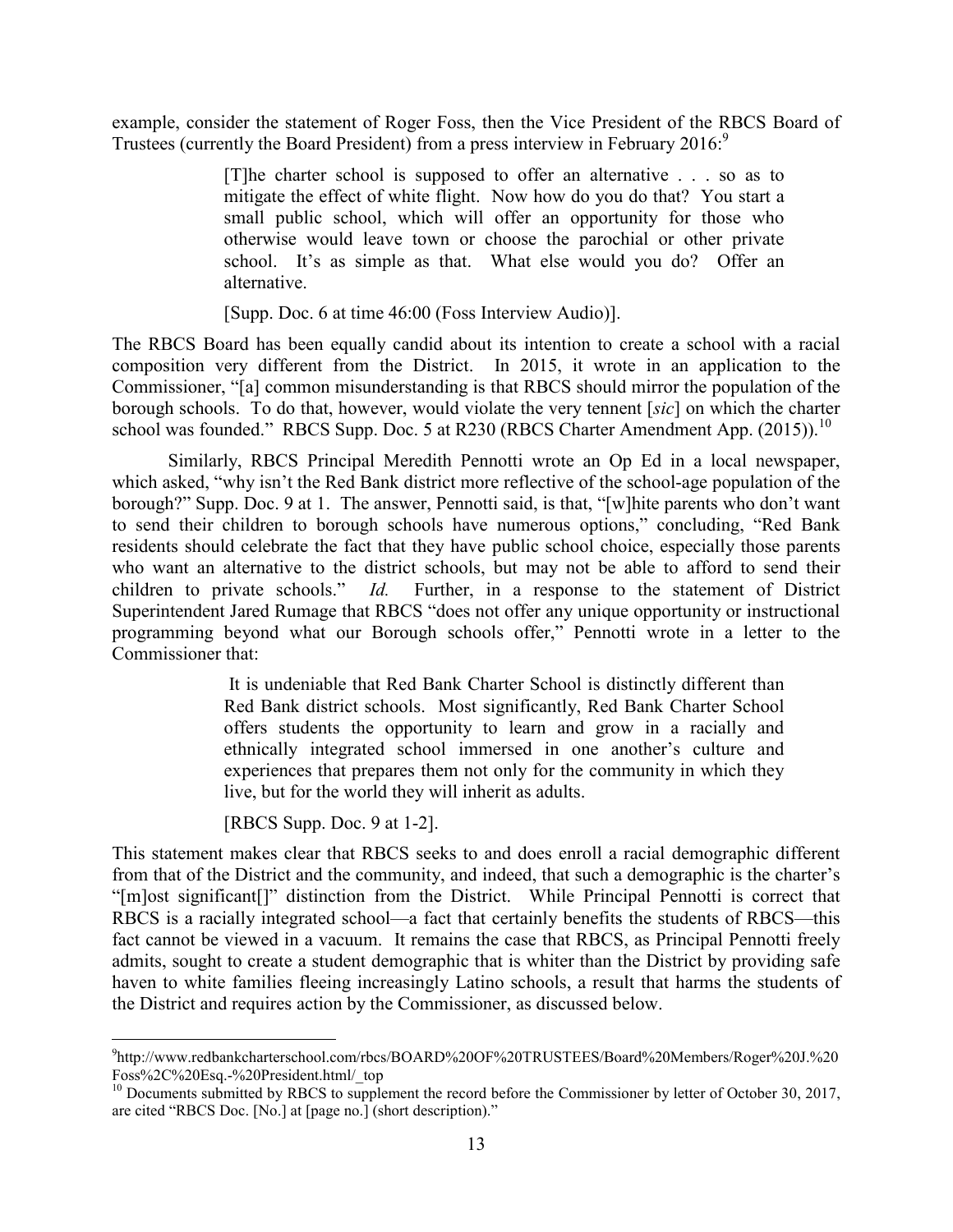example, consider the statement of Roger Foss, then the Vice President of the RBCS Board of Trustees (currently the Board President) from a press interview in February 2016:[9]

> [T]he charter school is supposed to offer an alternative . . . so as to mitigate the effect of white flight. Now how do you do that? You start a small public school, which will offer an opportunity for those who otherwise would leave town or choose the parochial or other private school. It's as simple as that. What else would you do? Offer an alternative.
>
> [Supp. Doc. 6 at time 46:00 (Foss Interview Audio)].

The RBCS Board has been equally candid about its intention to create a school with a racial composition very different from the District. In 2015, it wrote in an application to the Commissioner, "[a] common misunderstanding is that RBCS should mirror the population of the borough schools. To do that, however, would violate the very tennent [*sic*] on which the charter school was founded." RBCS Supp. Doc. 5 at R230 (RBCS Charter Amendment App. (2015)).[10]

Similarly, RBCS Principal Meredith Pennotti wrote an Op Ed in a local newspaper, which asked, "why isn't the Red Bank district more reflective of the school-age population of the borough?" Supp. Doc. 9 at 1. The answer, Pennotti said, is that, "[w]hite parents who don't want to send their children to borough schools have numerous options," concluding, "Red Bank residents should celebrate the fact that they have public school choice, especially those parents who want an alternative to the district schools, but may not be able to afford to send their children to private schools." *Id.* Further, in a response to the statement of District Superintendent Jared Rumage that RBCS "does not offer any unique opportunity or instructional programming beyond what our Borough schools offer," Pennotti wrote in a letter to the Commissioner that:

> It is undeniable that Red Bank Charter School is distinctly different than Red Bank district schools. Most significantly, Red Bank Charter School offers students the opportunity to learn and grow in a racially and ethnically integrated school immersed in one another's culture and experiences that prepares them not only for the community in which they live, but for the world they will inherit as adults.
>
> [RBCS Supp. Doc. 9 at 1-2].

This statement makes clear that RBCS seeks to and does enroll a racial demographic different from that of the District and the community, and indeed, that such a demographic is the charter's "[m]ost significant[]" distinction from the District. While Principal Pennotti is correct that RBCS is a racially integrated school—a fact that certainly benefits the students of RBCS—this fact cannot be viewed in a vacuum. It remains the case that RBCS, as Principal Pennotti freely admits, sought to create a student demographic that is whiter than the District by providing safe haven to white families fleeing increasingly Latino schools, a result that harms the students of the District and requires action by the Commissioner, as discussed below.

---

[9] http://www.redbankcharterschool.com/rbcs/BOARD%20OF%20TRUSTEES/Board%20Members/Roger%20J.%20Foss%2C%20Esq.-%20President.html/_top

[10] Documents submitted by RBCS to supplement the record before the Commissioner by letter of October 30, 2017, are cited "RBCS Doc. [No.] at [page no.] (short description)."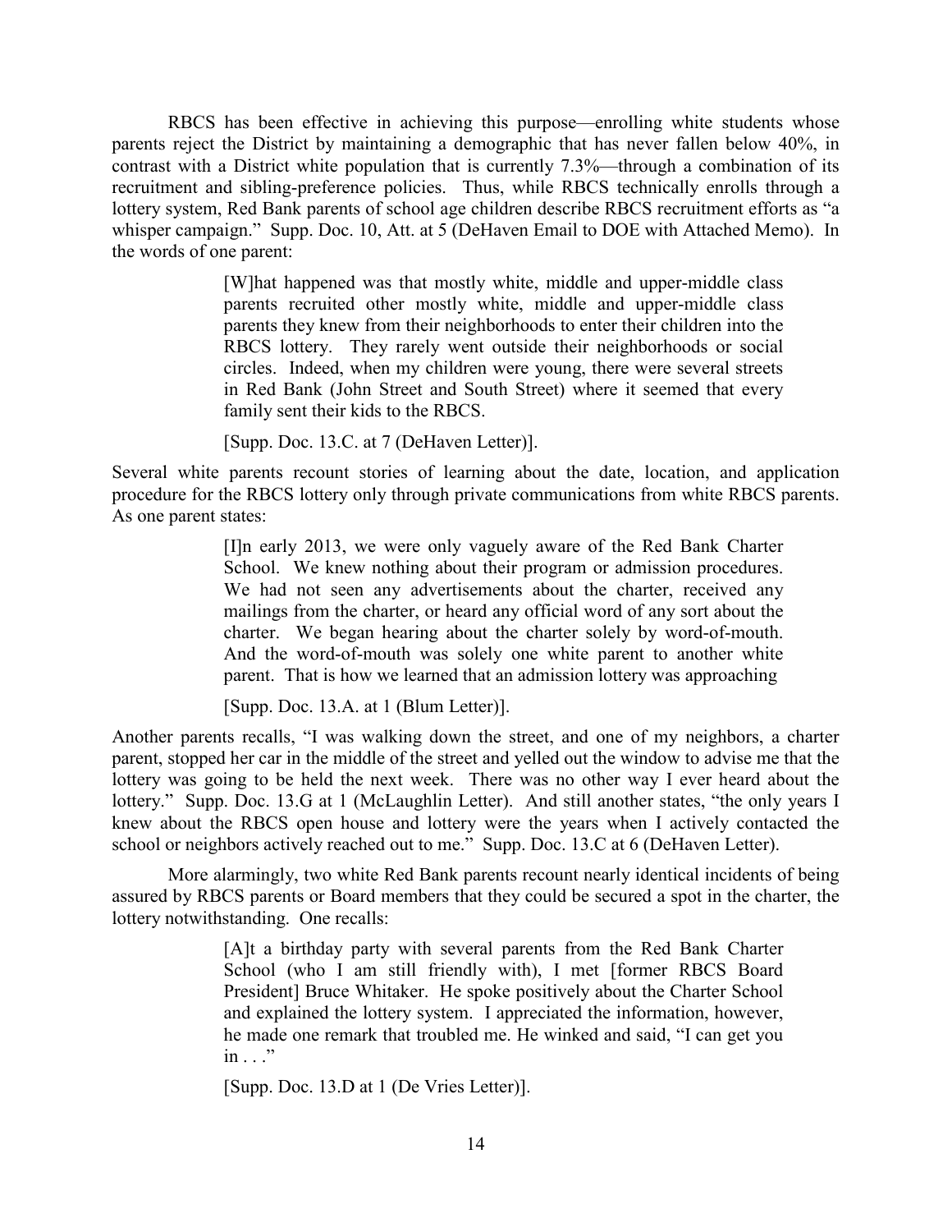RBCS has been effective in achieving this purpose—enrolling white students whose parents reject the District by maintaining a demographic that has never fallen below 40%, in contrast with a District white population that is currently 7.3%—through a combination of its recruitment and sibling-preference policies. Thus, while RBCS technically enrolls through a lottery system, Red Bank parents of school age children describe RBCS recruitment efforts as "a whisper campaign." Supp. Doc. 10, Att. at 5 (DeHaven Email to DOE with Attached Memo). In the words of one parent:

> [W]hat happened was that mostly white, middle and upper-middle class parents recruited other mostly white, middle and upper-middle class parents they knew from their neighborhoods to enter their children into the RBCS lottery. They rarely went outside their neighborhoods or social circles. Indeed, when my children were young, there were several streets in Red Bank (John Street and South Street) where it seemed that every family sent their kids to the RBCS.
>
> [Supp. Doc. 13.C. at 7 (DeHaven Letter)].

Several white parents recount stories of learning about the date, location, and application procedure for the RBCS lottery only through private communications from white RBCS parents. As one parent states:

> [I]n early 2013, we were only vaguely aware of the Red Bank Charter School. We knew nothing about their program or admission procedures. We had not seen any advertisements about the charter, received any mailings from the charter, or heard any official word of any sort about the charter. We began hearing about the charter solely by word-of-mouth. And the word-of-mouth was solely one white parent to another white parent. That is how we learned that an admission lottery was approaching
>
> [Supp. Doc. 13.A. at 1 (Blum Letter)].

Another parents recalls, "I was walking down the street, and one of my neighbors, a charter parent, stopped her car in the middle of the street and yelled out the window to advise me that the lottery was going to be held the next week. There was no other way I ever heard about the lottery." Supp. Doc. 13.G at 1 (McLaughlin Letter). And still another states, "the only years I knew about the RBCS open house and lottery were the years when I actively contacted the school or neighbors actively reached out to me." Supp. Doc. 13.C at 6 (DeHaven Letter).

More alarmingly, two white Red Bank parents recount nearly identical incidents of being assured by RBCS parents or Board members that they could be secured a spot in the charter, the lottery notwithstanding. One recalls:

> [A]t a birthday party with several parents from the Red Bank Charter School (who I am still friendly with), I met [former RBCS Board President] Bruce Whitaker. He spoke positively about the Charter School and explained the lottery system. I appreciated the information, however, he made one remark that troubled me. He winked and said, "I can get you in . . ."
>
> [Supp. Doc. 13.D at 1 (De Vries Letter)].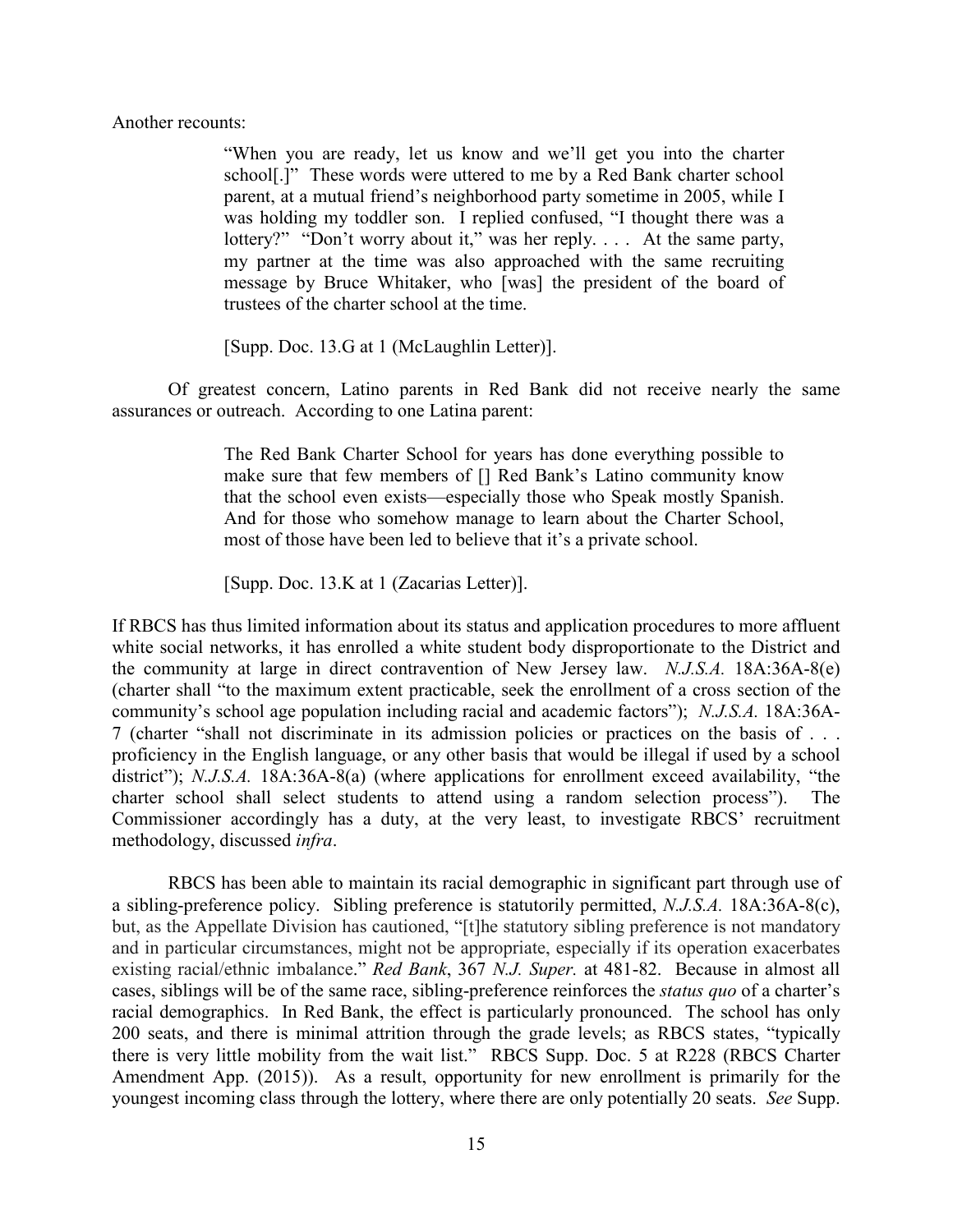Another recounts:

> "When you are ready, let us know and we'll get you into the charter school[.]" These words were uttered to me by a Red Bank charter school parent, at a mutual friend's neighborhood party sometime in 2005, while I was holding my toddler son. I replied confused, "I thought there was a lottery?" "Don't worry about it," was her reply. . . . At the same party, my partner at the time was also approached with the same recruiting message by Bruce Whitaker, who [was] the president of the board of trustees of the charter school at the time.
>
> [Supp. Doc. 13.G at 1 (McLaughlin Letter)].

Of greatest concern, Latino parents in Red Bank did not receive nearly the same assurances or outreach. According to one Latina parent:

> The Red Bank Charter School for years has done everything possible to make sure that few members of [] Red Bank's Latino community know that the school even exists—especially those who Speak mostly Spanish. And for those who somehow manage to learn about the Charter School, most of those have been led to believe that it's a private school.
>
> [Supp. Doc. 13.K at 1 (Zacarias Letter)].

If RBCS has thus limited information about its status and application procedures to more affluent white social networks, it has enrolled a white student body disproportionate to the District and the community at large in direct contravention of New Jersey law. *N.J.S.A.* 18A:36A-8(e) (charter shall "to the maximum extent practicable, seek the enrollment of a cross section of the community's school age population including racial and academic factors"); *N.J.S.A.* 18A:36A-7 (charter "shall not discriminate in its admission policies or practices on the basis of . . . proficiency in the English language, or any other basis that would be illegal if used by a school district"); *N.J.S.A.* 18A:36A-8(a) (where applications for enrollment exceed availability, "the charter school shall select students to attend using a random selection process"). The Commissioner accordingly has a duty, at the very least, to investigate RBCS' recruitment methodology, discussed *infra*.

RBCS has been able to maintain its racial demographic in significant part through use of a sibling-preference policy. Sibling preference is statutorily permitted, *N.J.S.A.* 18A:36A-8(c), but, as the Appellate Division has cautioned, "[t]he statutory sibling preference is not mandatory and in particular circumstances, might not be appropriate, especially if its operation exacerbates existing racial/ethnic imbalance." *Red Bank*, 367 *N.J. Super.* at 481-82. Because in almost all cases, siblings will be of the same race, sibling-preference reinforces the *status quo* of a charter's racial demographics. In Red Bank, the effect is particularly pronounced. The school has only 200 seats, and there is minimal attrition through the grade levels; as RBCS states, "typically there is very little mobility from the wait list." RBCS Supp. Doc. 5 at R228 (RBCS Charter Amendment App. (2015)). As a result, opportunity for new enrollment is primarily for the youngest incoming class through the lottery, where there are only potentially 20 seats. *See* Supp.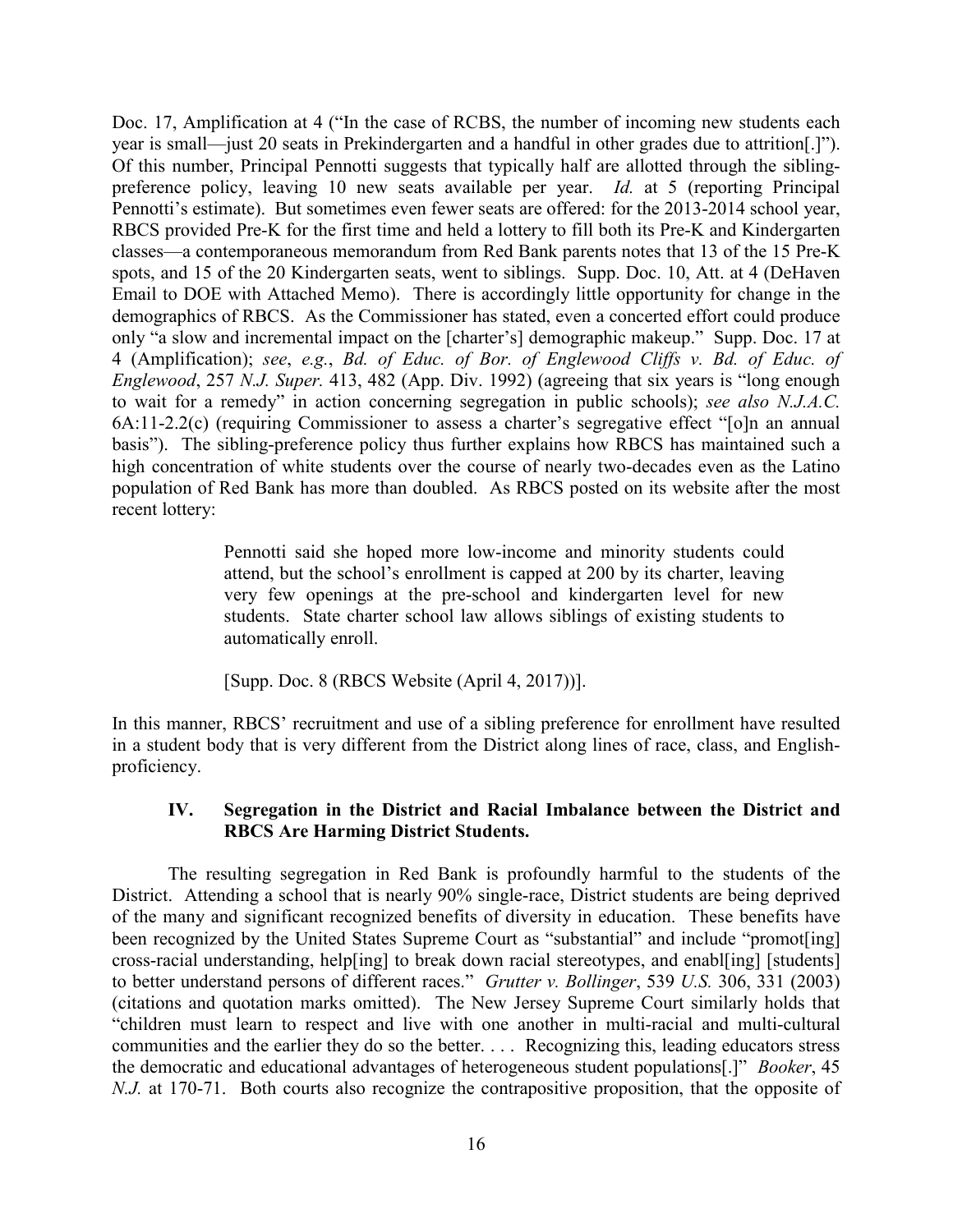Doc. 17, Amplification at 4 ("In the case of RCBS, the number of incoming new students each year is small—just 20 seats in Prekindergarten and a handful in other grades due to attrition[.]"). Of this number, Principal Pennotti suggests that typically half are allotted through the sibling-preference policy, leaving 10 new seats available per year. *Id.* at 5 (reporting Principal Pennotti's estimate). But sometimes even fewer seats are offered: for the 2013-2014 school year, RBCS provided Pre-K for the first time and held a lottery to fill both its Pre-K and Kindergarten classes—a contemporaneous memorandum from Red Bank parents notes that 13 of the 15 Pre-K spots, and 15 of the 20 Kindergarten seats, went to siblings. Supp. Doc. 10, Att. at 4 (DeHaven Email to DOE with Attached Memo). There is accordingly little opportunity for change in the demographics of RBCS. As the Commissioner has stated, even a concerted effort could produce only "a slow and incremental impact on the [charter's] demographic makeup." Supp. Doc. 17 at 4 (Amplification); *see*, *e.g.*, *Bd. of Educ. of Bor. of Englewood Cliffs v. Bd. of Educ. of Englewood*, 257 *N.J. Super.* 413, 482 (App. Div. 1992) (agreeing that six years is "long enough to wait for a remedy" in action concerning segregation in public schools); *see also N.J.A.C.* 6A:11-2.2(c) (requiring Commissioner to assess a charter's segregative effect "[o]n an annual basis"). The sibling-preference policy thus further explains how RBCS has maintained such a high concentration of white students over the course of nearly two-decades even as the Latino population of Red Bank has more than doubled. As RBCS posted on its website after the most recent lottery:

> Pennotti said she hoped more low-income and minority students could attend, but the school's enrollment is capped at 200 by its charter, leaving very few openings at the pre-school and kindergarten level for new students. State charter school law allows siblings of existing students to automatically enroll.
>
> [Supp. Doc. 8 (RBCS Website (April 4, 2017))].

In this manner, RBCS' recruitment and use of a sibling preference for enrollment have resulted in a student body that is very different from the District along lines of race, class, and English-proficiency.

## IV. Segregation in the District and Racial Imbalance between the District and RBCS Are Harming District Students.

The resulting segregation in Red Bank is profoundly harmful to the students of the District. Attending a school that is nearly 90% single-race, District students are being deprived of the many and significant recognized benefits of diversity in education. These benefits have been recognized by the United States Supreme Court as "substantial" and include "promot[ing] cross-racial understanding, help[ing] to break down racial stereotypes, and enabl[ing] [students] to better understand persons of different races." *Grutter v. Bollinger*, 539 *U.S.* 306, 331 (2003) (citations and quotation marks omitted). The New Jersey Supreme Court similarly holds that "children must learn to respect and live with one another in multi-racial and multi-cultural communities and the earlier they do so the better. . . . Recognizing this, leading educators stress the democratic and educational advantages of heterogeneous student populations[.]" *Booker*, 45 *N.J.* at 170-71. Both courts also recognize the contrapositive proposition, that the opposite of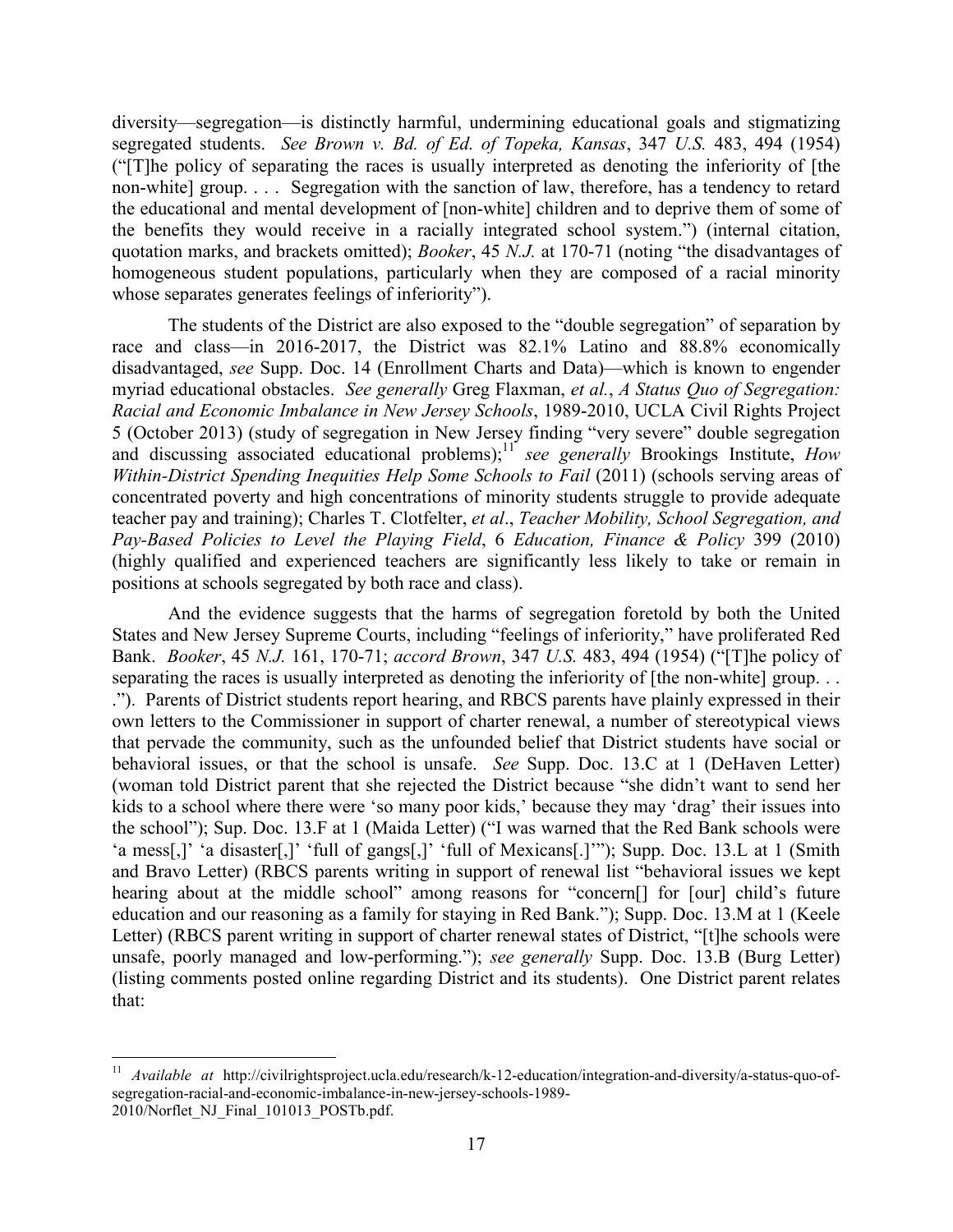diversity—segregation—is distinctly harmful, undermining educational goals and stigmatizing segregated students. *See Brown v. Bd. of Ed. of Topeka, Kansas*, 347 *U.S.* 483, 494 (1954) ("[T]he policy of separating the races is usually interpreted as denoting the inferiority of [the non-white] group. . . . Segregation with the sanction of law, therefore, has a tendency to retard the educational and mental development of [non-white] children and to deprive them of some of the benefits they would receive in a racially integrated school system.") (internal citation, quotation marks, and brackets omitted); *Booker*, 45 *N.J.* at 170-71 (noting "the disadvantages of homogeneous student populations, particularly when they are composed of a racial minority whose separates generates feelings of inferiority").

The students of the District are also exposed to the "double segregation" of separation by race and class—in 2016-2017, the District was 82.1% Latino and 88.8% economically disadvantaged, *see* Supp. Doc. 14 (Enrollment Charts and Data)—which is known to engender myriad educational obstacles. *See generally* Greg Flaxman, *et al.*, *A Status Quo of Segregation: Racial and Economic Imbalance in New Jersey Schools*, 1989-2010, UCLA Civil Rights Project 5 (October 2013) (study of segregation in New Jersey finding "very severe" double segregation and discussing associated educational problems);[11] *see generally* Brookings Institute, *How Within-District Spending Inequities Help Some Schools to Fail* (2011) (schools serving areas of concentrated poverty and high concentrations of minority students struggle to provide adequate teacher pay and training); Charles T. Clotfelter, *et al*., *Teacher Mobility, School Segregation, and Pay-Based Policies to Level the Playing Field*, 6 *Education, Finance & Policy* 399 (2010) (highly qualified and experienced teachers are significantly less likely to take or remain in positions at schools segregated by both race and class).

And the evidence suggests that the harms of segregation foretold by both the United States and New Jersey Supreme Courts, including "feelings of inferiority," have proliferated Red Bank. *Booker*, 45 *N.J.* 161, 170-71; *accord Brown*, 347 *U.S.* 483, 494 (1954) ("[T]he policy of separating the races is usually interpreted as denoting the inferiority of [the non-white] group. . . ."). Parents of District students report hearing, and RBCS parents have plainly expressed in their own letters to the Commissioner in support of charter renewal, a number of stereotypical views that pervade the community, such as the unfounded belief that District students have social or behavioral issues, or that the school is unsafe. *See* Supp. Doc. 13.C at 1 (DeHaven Letter) (woman told District parent that she rejected the District because "she didn't want to send her kids to a school where there were 'so many poor kids,' because they may 'drag' their issues into the school"); Sup. Doc. 13.F at 1 (Maida Letter) ("I was warned that the Red Bank schools were 'a mess[,]' 'a disaster[,]' 'full of gangs[,]' 'full of Mexicans[.]'"); Supp. Doc. 13.L at 1 (Smith and Bravo Letter) (RBCS parents writing in support of renewal list "behavioral issues we kept hearing about at the middle school" among reasons for "concern[] for [our] child's future education and our reasoning as a family for staying in Red Bank."); Supp. Doc. 13.M at 1 (Keele Letter) (RBCS parent writing in support of charter renewal states of District, "[t]he schools were unsafe, poorly managed and low-performing."); *see generally* Supp. Doc. 13.B (Burg Letter) (listing comments posted online regarding District and its students). One District parent relates that:

---

[11] *Available at* http://civilrightsproject.ucla.edu/research/k-12-education/integration-and-diversity/a-status-quo-of-segregation-racial-and-economic-imbalance-in-new-jersey-schools-1989-2010/Norflet_NJ_Final_101013_POSTb.pdf.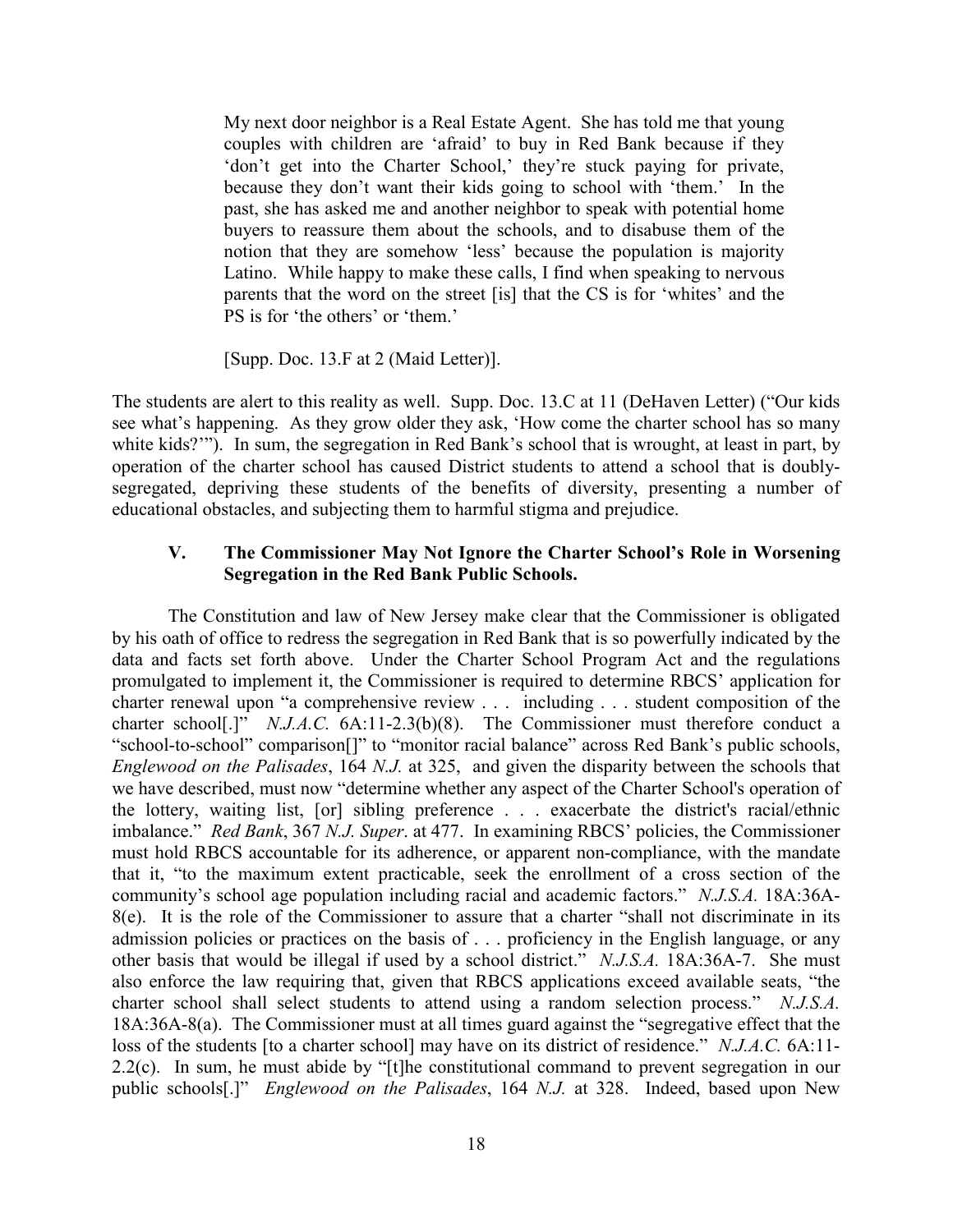> My next door neighbor is a Real Estate Agent. She has told me that young couples with children are 'afraid' to buy in Red Bank because if they 'don't get into the Charter School,' they're stuck paying for private, because they don't want their kids going to school with 'them.' In the past, she has asked me and another neighbor to speak with potential home buyers to reassure them about the schools, and to disabuse them of the notion that they are somehow 'less' because the population is majority Latino. While happy to make these calls, I find when speaking to nervous parents that the word on the street [is] that the CS is for 'whites' and the PS is for 'the others' or 'them.'
>
> [Supp. Doc. 13.F at 2 (Maid Letter)].

The students are alert to this reality as well. Supp. Doc. 13.C at 11 (DeHaven Letter) ("Our kids see what's happening. As they grow older they ask, 'How come the charter school has so many white kids?'"). In sum, the segregation in Red Bank's school that is wrought, at least in part, by operation of the charter school has caused District students to attend a school that is doubly-segregated, depriving these students of the benefits of diversity, presenting a number of educational obstacles, and subjecting them to harmful stigma and prejudice.

## V. The Commissioner May Not Ignore the Charter School's Role in Worsening Segregation in the Red Bank Public Schools.

The Constitution and law of New Jersey make clear that the Commissioner is obligated by his oath of office to redress the segregation in Red Bank that is so powerfully indicated by the data and facts set forth above. Under the Charter School Program Act and the regulations promulgated to implement it, the Commissioner is required to determine RBCS' application for charter renewal upon "a comprehensive review . . . including . . . student composition of the charter school[.]" *N.J.A.C.* 6A:11-2.3(b)(8). The Commissioner must therefore conduct a "school-to-school" comparison[]" to "monitor racial balance" across Red Bank's public schools, *Englewood on the Palisades*, 164 *N.J.* at 325, and given the disparity between the schools that we have described, must now "determine whether any aspect of the Charter School's operation of the lottery, waiting list, [or] sibling preference . . . exacerbate the district's racial/ethnic imbalance." *Red Bank*, 367 *N.J. Super*. at 477. In examining RBCS' policies, the Commissioner must hold RBCS accountable for its adherence, or apparent non-compliance, with the mandate that it, "to the maximum extent practicable, seek the enrollment of a cross section of the community's school age population including racial and academic factors." *N.J.S.A.* 18A:36A-8(e). It is the role of the Commissioner to assure that a charter "shall not discriminate in its admission policies or practices on the basis of . . . proficiency in the English language, or any other basis that would be illegal if used by a school district." *N.J.S.A.* 18A:36A-7. She must also enforce the law requiring that, given that RBCS applications exceed available seats, "the charter school shall select students to attend using a random selection process." *N.J.S.A.* 18A:36A-8(a). The Commissioner must at all times guard against the "segregative effect that the loss of the students [to a charter school] may have on its district of residence." *N.J.A.C.* 6A:11-2.2(c). In sum, he must abide by "[t]he constitutional command to prevent segregation in our public schools[.]" *Englewood on the Palisades*, 164 *N.J.* at 328. Indeed, based upon New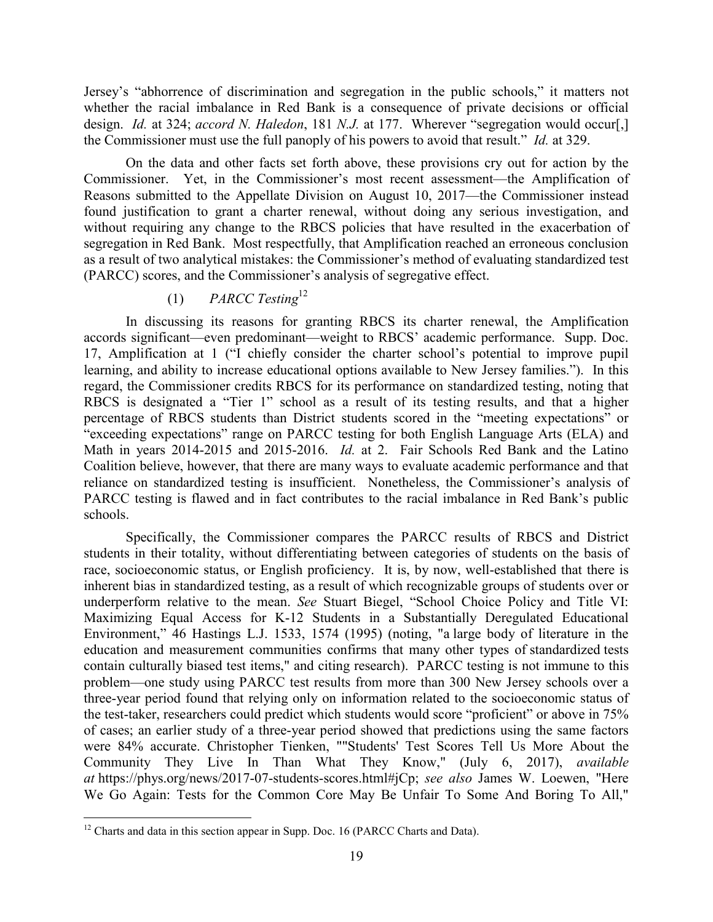Jersey's "abhorrence of discrimination and segregation in the public schools," it matters not whether the racial imbalance in Red Bank is a consequence of private decisions or official design. *Id.* at 324; *accord N. Haledon*, 181 *N.J.* at 177. Wherever "segregation would occur[,] the Commissioner must use the full panoply of his powers to avoid that result." *Id.* at 329.

On the data and other facts set forth above, these provisions cry out for action by the Commissioner. Yet, in the Commissioner's most recent assessment—the Amplification of Reasons submitted to the Appellate Division on August 10, 2017—the Commissioner instead found justification to grant a charter renewal, without doing any serious investigation, and without requiring any change to the RBCS policies that have resulted in the exacerbation of segregation in Red Bank. Most respectfully, that Amplification reached an erroneous conclusion as a result of two analytical mistakes: the Commissioner's method of evaluating standardized test (PARCC) scores, and the Commissioner's analysis of segregative effect.

(1) *PARCC Testing*[12]

In discussing its reasons for granting RBCS its charter renewal, the Amplification accords significant—even predominant—weight to RBCS' academic performance. Supp. Doc. 17, Amplification at 1 ("I chiefly consider the charter school's potential to improve pupil learning, and ability to increase educational options available to New Jersey families."). In this regard, the Commissioner credits RBCS for its performance on standardized testing, noting that RBCS is designated a "Tier 1" school as a result of its testing results, and that a higher percentage of RBCS students than District students scored in the "meeting expectations" or "exceeding expectations" range on PARCC testing for both English Language Arts (ELA) and Math in years 2014-2015 and 2015-2016. *Id.* at 2. Fair Schools Red Bank and the Latino Coalition believe, however, that there are many ways to evaluate academic performance and that reliance on standardized testing is insufficient. Nonetheless, the Commissioner's analysis of PARCC testing is flawed and in fact contributes to the racial imbalance in Red Bank's public schools.

Specifically, the Commissioner compares the PARCC results of RBCS and District students in their totality, without differentiating between categories of students on the basis of race, socioeconomic status, or English proficiency. It is, by now, well-established that there is inherent bias in standardized testing, as a result of which recognizable groups of students over or underperform relative to the mean. *See* Stuart Biegel, "School Choice Policy and Title VI: Maximizing Equal Access for K-12 Students in a Substantially Deregulated Educational Environment," 46 Hastings L.J. 1533, 1574 (1995) (noting, "a large body of literature in the education and measurement communities confirms that many other types of standardized tests contain culturally biased test items," and citing research). PARCC testing is not immune to this problem—one study using PARCC test results from more than 300 New Jersey schools over a three-year period found that relying only on information related to the socioeconomic status of the test-taker, researchers could predict which students would score "proficient" or above in 75% of cases; an earlier study of a three-year period showed that predictions using the same factors were 84% accurate. Christopher Tienken, ""Students' Test Scores Tell Us More About the Community They Live In Than What They Know," (July 6, 2017), *available at* https://phys.org/news/2017-07-students-scores.html#jCp; *see also* James W. Loewen, "Here We Go Again: Tests for the Common Core May Be Unfair To Some And Boring To All,"

[12] Charts and data in this section appear in Supp. Doc. 16 (PARCC Charts and Data).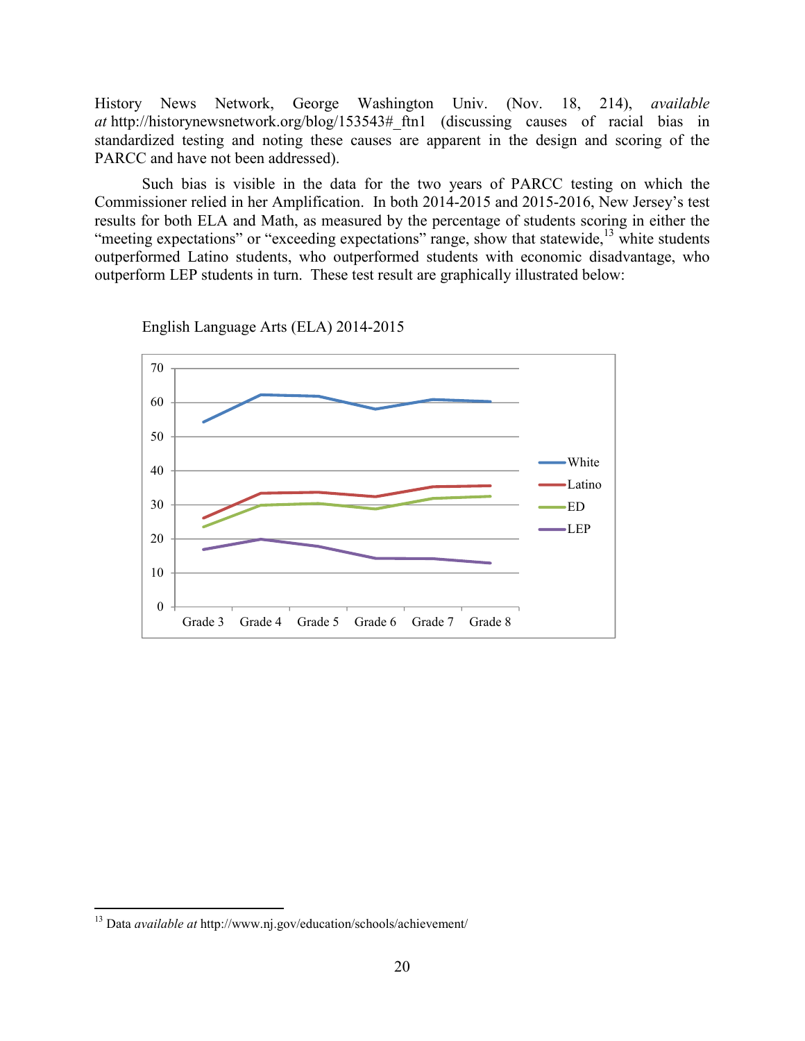History News Network, George Washington Univ. (Nov. 18, 214), *available at* http://historynewsnetwork.org/blog/153543#_ftn1 (discussing causes of racial bias in standardized testing and noting these causes are apparent in the design and scoring of the PARCC and have not been addressed).

Such bias is visible in the data for the two years of PARCC testing on which the Commissioner relied in her Amplification. In both 2014-2015 and 2015-2016, New Jersey's test results for both ELA and Math, as measured by the percentage of students scoring in either the "meeting expectations" or "exceeding expectations" range, show that statewide,[13] white students outperformed Latino students, who outperformed students with economic disadvantage, who outperform LEP students in turn. These test result are graphically illustrated below:

English Language Arts (ELA) 2014-2015

---

[13] Data *available at* http://www.nj.gov/education/schools/achievement/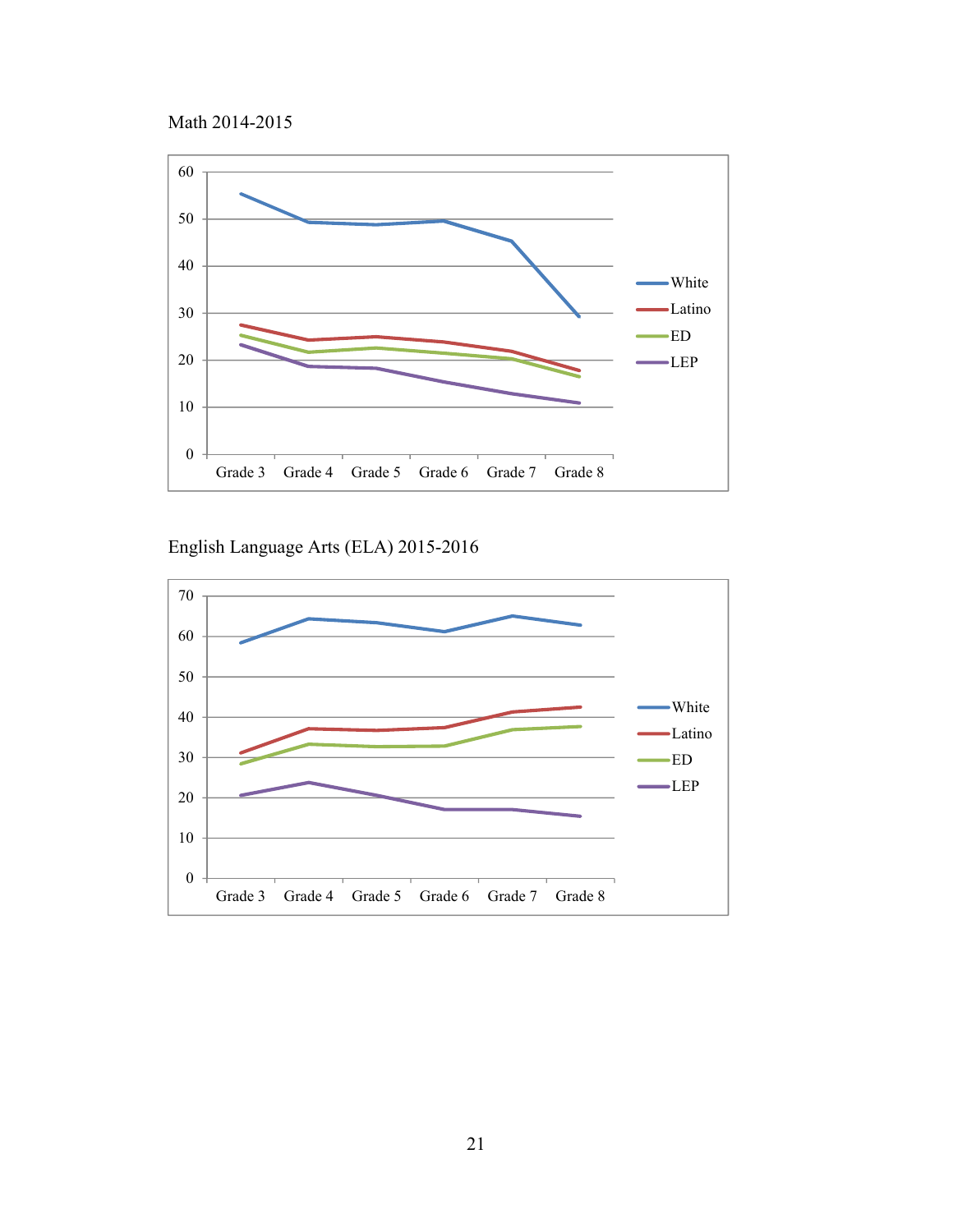Math 2014-2015

English Language Arts (ELA) 2015-2016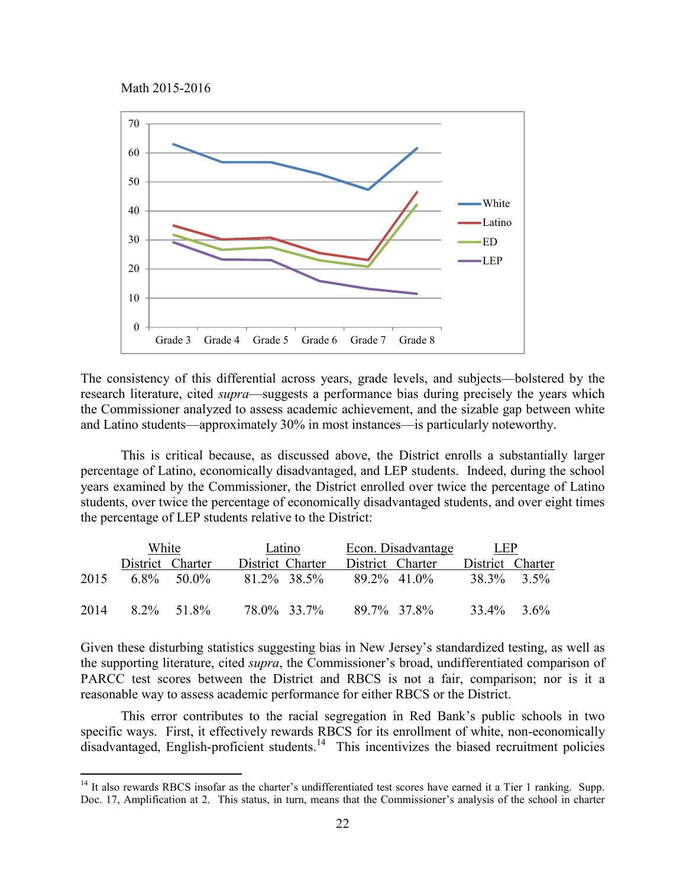Math 2015-2016

The consistency of this differential across years, grade levels, and subjects—bolstered by the research literature, cited *supra*—suggests a performance bias during precisely the years which the Commissioner analyzed to assess academic achievement, and the sizable gap between white and Latino students—approximately 30% in most instances—is particularly noteworthy.

This is critical because, as discussed above, the District enrolls a substantially larger percentage of Latino, economically disadvantaged, and LEP students. Indeed, during the school years examined by the Commissioner, the District enrolled over twice the percentage of Latino students, over twice the percentage of economically disadvantaged students, and over eight times the percentage of LEP students relative to the District:

| | White | | Latino | | Econ. Disadvantage | | LEP | |
|---|---|---|---|---|---|---|---|---|
| | District | Charter | District | Charter | District | Charter | District | Charter |
| 2015 | 6.8% | 50.0% | 81.2% | 38.5% | 89.2% | 41.0% | 38.3% | 3.5% |
| 2014 | 8.2% | 51.8% | 78.0% | 33.7% | 89.7% | 37.8% | 33.4% | 3.6% |

Given these disturbing statistics suggesting bias in New Jersey's standardized testing, as well as the supporting literature, cited *supra*, the Commissioner's broad, undifferentiated comparison of PARCC test scores between the District and RBCS is not a fair, comparison; nor is it a reasonable way to assess academic performance for either RBCS or the District.

This error contributes to the racial segregation in Red Bank's public schools in two specific ways. First, it effectively rewards RBCS for its enrollment of white, non-economically disadvantaged, English-proficient students.[14] This incentivizes the biased recruitment policies

[14] It also rewards RBCS insofar as the charter's undifferentiated test scores have earned it a Tier 1 ranking. Supp. Doc. 17, Amplification at 2. This status, in turn, means that the Commissioner's analysis of the school in charter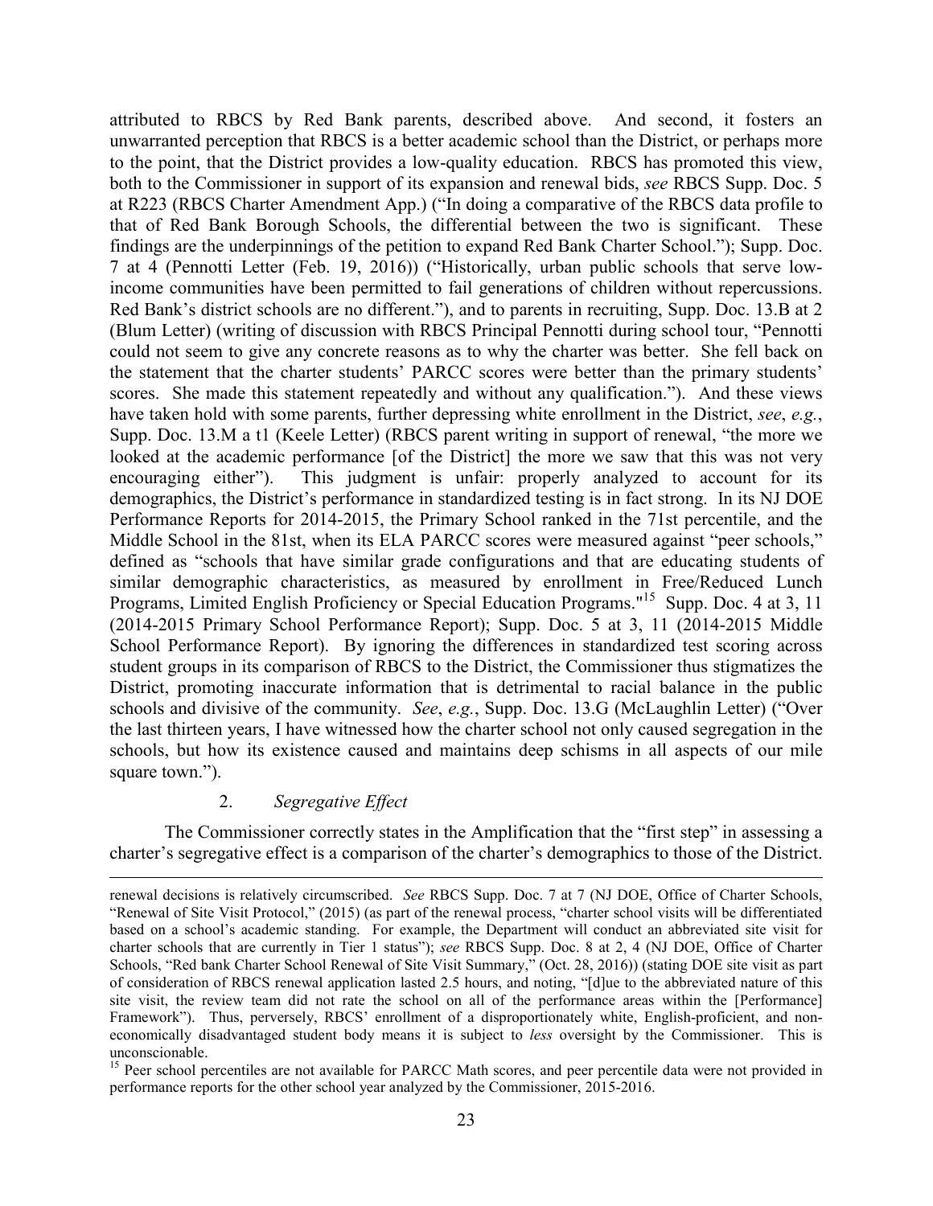attributed to RBCS by Red Bank parents, described above. And second, it fosters an unwarranted perception that RBCS is a better academic school than the District, or perhaps more to the point, that the District provides a low-quality education. RBCS has promoted this view, both to the Commissioner in support of its expansion and renewal bids, *see* RBCS Supp. Doc. 5 at R223 (RBCS Charter Amendment App.) ("In doing a comparative of the RBCS data profile to that of Red Bank Borough Schools, the differential between the two is significant. These findings are the underpinnings of the petition to expand Red Bank Charter School."); Supp. Doc. 7 at 4 (Pennotti Letter (Feb. 19, 2016)) ("Historically, urban public schools that serve low-income communities have been permitted to fail generations of children without repercussions. Red Bank's district schools are no different."), and to parents in recruiting, Supp. Doc. 13.B at 2 (Blum Letter) (writing of discussion with RBCS Principal Pennotti during school tour, "Pennotti could not seem to give any concrete reasons as to why the charter was better. She fell back on the statement that the charter students' PARCC scores were better than the primary students' scores. She made this statement repeatedly and without any qualification."). And these views have taken hold with some parents, further depressing white enrollment in the District, *see*, *e.g.*, Supp. Doc. 13.M a t1 (Keele Letter) (RBCS parent writing in support of renewal, "the more we looked at the academic performance [of the District] the more we saw that this was not very encouraging either"). This judgment is unfair: properly analyzed to account for its demographics, the District's performance in standardized testing is in fact strong. In its NJ DOE Performance Reports for 2014-2015, the Primary School ranked in the 71st percentile, and the Middle School in the 81st, when its ELA PARCC scores were measured against "peer schools," defined as "schools that have similar grade configurations and that are educating students of similar demographic characteristics, as measured by enrollment in Free/Reduced Lunch Programs, Limited English Proficiency or Special Education Programs."[15] Supp. Doc. 4 at 3, 11 (2014-2015 Primary School Performance Report); Supp. Doc. 5 at 3, 11 (2014-2015 Middle School Performance Report). By ignoring the differences in standardized test scoring across student groups in its comparison of RBCS to the District, the Commissioner thus stigmatizes the District, promoting inaccurate information that is detrimental to racial balance in the public schools and divisive of the community. *See*, *e.g.*, Supp. Doc. 13.G (McLaughlin Letter) ("Over the last thirteen years, I have witnessed how the charter school not only caused segregation in the schools, but how its existence caused and maintains deep schisms in all aspects of our mile square town.").

### 2. *Segregative Effect*

The Commissioner correctly states in the Amplification that the "first step" in assessing a charter's segregative effect is a comparison of the charter's demographics to those of the District.

---

renewal decisions is relatively circumscribed. *See* RBCS Supp. Doc. 7 at 7 (NJ DOE, Office of Charter Schools, "Renewal of Site Visit Protocol," (2015) (as part of the renewal process, "charter school visits will be differentiated based on a school's academic standing. For example, the Department will conduct an abbreviated site visit for charter schools that are currently in Tier 1 status"); *see* RBCS Supp. Doc. 8 at 2, 4 (NJ DOE, Office of Charter Schools, "Red bank Charter School Renewal of Site Visit Summary," (Oct. 28, 2016)) (stating DOE site visit as part of consideration of RBCS renewal application lasted 2.5 hours, and noting, "[d]ue to the abbreviated nature of this site visit, the review team did not rate the school on all of the performance areas within the [Performance] Framework"). Thus, perversely, RBCS' enrollment of a disproportionately white, English-proficient, and non-economically disadvantaged student body means it is subject to *less* oversight by the Commissioner. This is unconscionable.

[15] Peer school percentiles are not available for PARCC Math scores, and peer percentile data were not provided in performance reports for the other school year analyzed by the Commissioner, 2015-2016.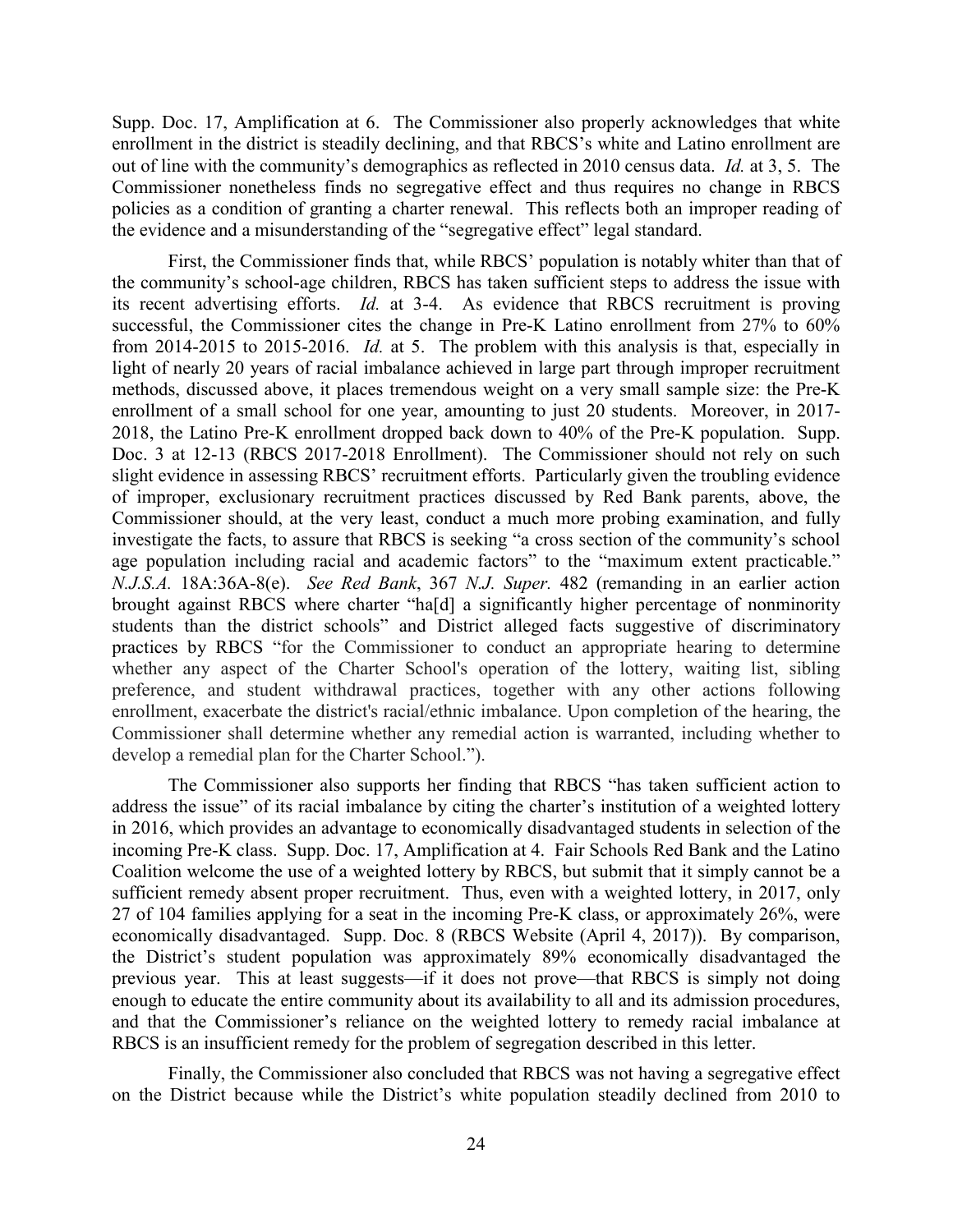Supp. Doc. 17, Amplification at 6. The Commissioner also properly acknowledges that white enrollment in the district is steadily declining, and that RBCS's white and Latino enrollment are out of line with the community's demographics as reflected in 2010 census data. *Id.* at 3, 5. The Commissioner nonetheless finds no segregative effect and thus requires no change in RBCS policies as a condition of granting a charter renewal. This reflects both an improper reading of the evidence and a misunderstanding of the "segregative effect" legal standard.

First, the Commissioner finds that, while RBCS' population is notably whiter than that of the community's school-age children, RBCS has taken sufficient steps to address the issue with its recent advertising efforts. *Id.* at 3-4. As evidence that RBCS recruitment is proving successful, the Commissioner cites the change in Pre-K Latino enrollment from 27% to 60% from 2014-2015 to 2015-2016. *Id.* at 5. The problem with this analysis is that, especially in light of nearly 20 years of racial imbalance achieved in large part through improper recruitment methods, discussed above, it places tremendous weight on a very small sample size: the Pre-K enrollment of a small school for one year, amounting to just 20 students. Moreover, in 2017-2018, the Latino Pre-K enrollment dropped back down to 40% of the Pre-K population. Supp. Doc. 3 at 12-13 (RBCS 2017-2018 Enrollment). The Commissioner should not rely on such slight evidence in assessing RBCS' recruitment efforts. Particularly given the troubling evidence of improper, exclusionary recruitment practices discussed by Red Bank parents, above, the Commissioner should, at the very least, conduct a much more probing examination, and fully investigate the facts, to assure that RBCS is seeking "a cross section of the community's school age population including racial and academic factors" to the "maximum extent practicable." *N.J.S.A.* 18A:36A-8(e). *See Red Bank*, 367 *N.J. Super.* 482 (remanding in an earlier action brought against RBCS where charter "ha[d] a significantly higher percentage of nonminority students than the district schools" and District alleged facts suggestive of discriminatory practices by RBCS "for the Commissioner to conduct an appropriate hearing to determine whether any aspect of the Charter School's operation of the lottery, waiting list, sibling preference, and student withdrawal practices, together with any other actions following enrollment, exacerbate the district's racial/ethnic imbalance. Upon completion of the hearing, the Commissioner shall determine whether any remedial action is warranted, including whether to develop a remedial plan for the Charter School.").

The Commissioner also supports her finding that RBCS "has taken sufficient action to address the issue" of its racial imbalance by citing the charter's institution of a weighted lottery in 2016, which provides an advantage to economically disadvantaged students in selection of the incoming Pre-K class. Supp. Doc. 17, Amplification at 4. Fair Schools Red Bank and the Latino Coalition welcome the use of a weighted lottery by RBCS, but submit that it simply cannot be a sufficient remedy absent proper recruitment. Thus, even with a weighted lottery, in 2017, only 27 of 104 families applying for a seat in the incoming Pre-K class, or approximately 26%, were economically disadvantaged. Supp. Doc. 8 (RBCS Website (April 4, 2017)). By comparison, the District's student population was approximately 89% economically disadvantaged the previous year. This at least suggests—if it does not prove—that RBCS is simply not doing enough to educate the entire community about its availability to all and its admission procedures, and that the Commissioner's reliance on the weighted lottery to remedy racial imbalance at RBCS is an insufficient remedy for the problem of segregation described in this letter.

Finally, the Commissioner also concluded that RBCS was not having a segregative effect on the District because while the District's white population steadily declined from 2010 to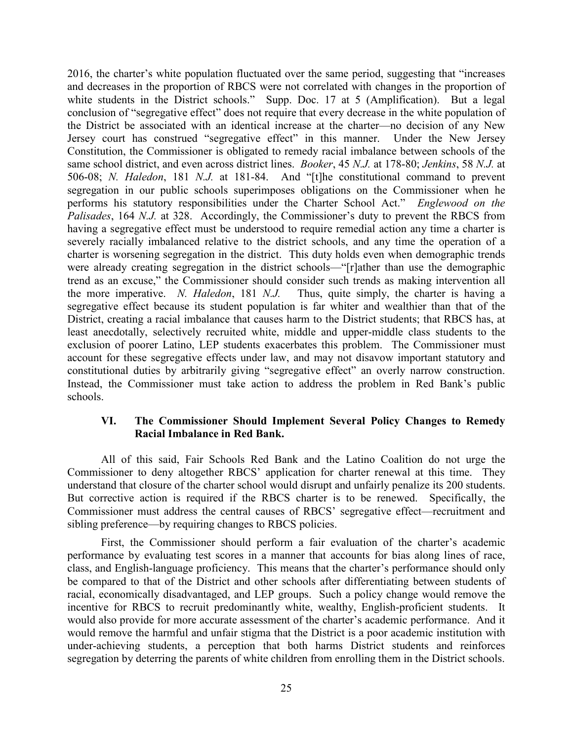2016, the charter's white population fluctuated over the same period, suggesting that "increases and decreases in the proportion of RBCS were not correlated with changes in the proportion of white students in the District schools." Supp. Doc. 17 at 5 (Amplification). But a legal conclusion of "segregative effect" does not require that every decrease in the white population of the District be associated with an identical increase at the charter—no decision of any New Jersey court has construed "segregative effect" in this manner. Under the New Jersey Constitution, the Commissioner is obligated to remedy racial imbalance between schools of the same school district, and even across district lines. *Booker*, 45 *N.J.* at 178-80; *Jenkins*, 58 *N.J.* at 506-08; *N. Haledon*, 181 *N.J.* at 181-84. And "[t]he constitutional command to prevent segregation in our public schools superimposes obligations on the Commissioner when he performs his statutory responsibilities under the Charter School Act." *Englewood on the Palisades*, 164 *N.J.* at 328. Accordingly, the Commissioner's duty to prevent the RBCS from having a segregative effect must be understood to require remedial action any time a charter is severely racially imbalanced relative to the district schools, and any time the operation of a charter is worsening segregation in the district. This duty holds even when demographic trends were already creating segregation in the district schools—"[r]ather than use the demographic trend as an excuse," the Commissioner should consider such trends as making intervention all the more imperative. *N. Haledon*, 181 *N.J.* Thus, quite simply, the charter is having a segregative effect because its student population is far whiter and wealthier than that of the District, creating a racial imbalance that causes harm to the District students; that RBCS has, at least anecdotally, selectively recruited white, middle and upper-middle class students to the exclusion of poorer Latino, LEP students exacerbates this problem. The Commissioner must account for these segregative effects under law, and may not disavow important statutory and constitutional duties by arbitrarily giving "segregative effect" an overly narrow construction. Instead, the Commissioner must take action to address the problem in Red Bank's public schools.

## VI. The Commissioner Should Implement Several Policy Changes to Remedy Racial Imbalance in Red Bank.

All of this said, Fair Schools Red Bank and the Latino Coalition do not urge the Commissioner to deny altogether RBCS' application for charter renewal at this time. They understand that closure of the charter school would disrupt and unfairly penalize its 200 students. But corrective action is required if the RBCS charter is to be renewed. Specifically, the Commissioner must address the central causes of RBCS' segregative effect—recruitment and sibling preference—by requiring changes to RBCS policies.

First, the Commissioner should perform a fair evaluation of the charter's academic performance by evaluating test scores in a manner that accounts for bias along lines of race, class, and English-language proficiency. This means that the charter's performance should only be compared to that of the District and other schools after differentiating between students of racial, economically disadvantaged, and LEP groups. Such a policy change would remove the incentive for RBCS to recruit predominantly white, wealthy, English-proficient students. It would also provide for more accurate assessment of the charter's academic performance. And it would remove the harmful and unfair stigma that the District is a poor academic institution with under-achieving students, a perception that both harms District students and reinforces segregation by deterring the parents of white children from enrolling them in the District schools.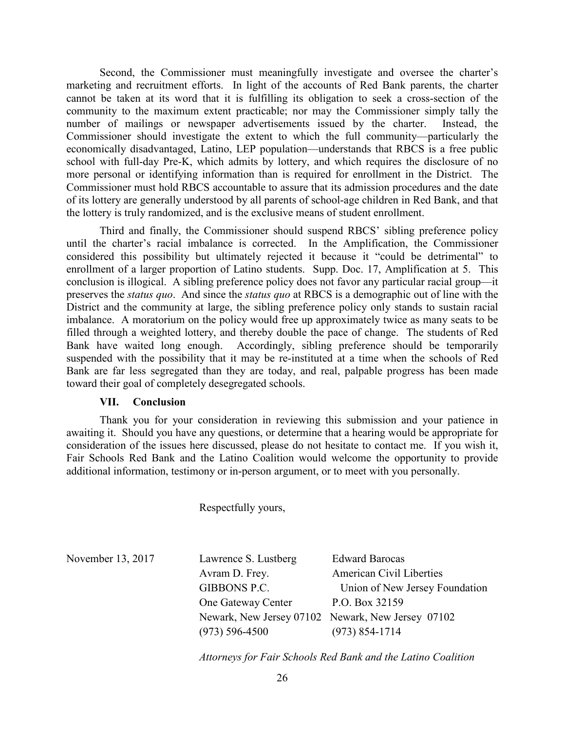Second, the Commissioner must meaningfully investigate and oversee the charter's marketing and recruitment efforts. In light of the accounts of Red Bank parents, the charter cannot be taken at its word that it is fulfilling its obligation to seek a cross-section of the community to the maximum extent practicable; nor may the Commissioner simply tally the number of mailings or newspaper advertisements issued by the charter. Instead, the Commissioner should investigate the extent to which the full community—particularly the economically disadvantaged, Latino, LEP population—understands that RBCS is a free public school with full-day Pre-K, which admits by lottery, and which requires the disclosure of no more personal or identifying information than is required for enrollment in the District. The Commissioner must hold RBCS accountable to assure that its admission procedures and the date of its lottery are generally understood by all parents of school-age children in Red Bank, and that the lottery is truly randomized, and is the exclusive means of student enrollment.

Third and finally, the Commissioner should suspend RBCS' sibling preference policy until the charter's racial imbalance is corrected. In the Amplification, the Commissioner considered this possibility but ultimately rejected it because it "could be detrimental" to enrollment of a larger proportion of Latino students. Supp. Doc. 17, Amplification at 5. This conclusion is illogical. A sibling preference policy does not favor any particular racial group—it preserves the *status quo*. And since the *status quo* at RBCS is a demographic out of line with the District and the community at large, the sibling preference policy only stands to sustain racial imbalance. A moratorium on the policy would free up approximately twice as many seats to be filled through a weighted lottery, and thereby double the pace of change. The students of Red Bank have waited long enough. Accordingly, sibling preference should be temporarily suspended with the possibility that it may be re-instituted at a time when the schools of Red Bank are far less segregated than they are today, and real, palpable progress has been made toward their goal of completely desegregated schools.

## VII. Conclusion

Thank you for your consideration in reviewing this submission and your patience in awaiting it. Should you have any questions, or determine that a hearing would be appropriate for consideration of the issues here discussed, please do not hesitate to contact me. If you wish it, Fair Schools Red Bank and the Latino Coalition would welcome the opportunity to provide additional information, testimony or in-person argument, or to meet with you personally.

Respectfully yours,

November 13, 2017

Lawrence S. Lustberg
Avram D. Frey.
GIBBONS P.C.
One Gateway Center
Newark, New Jersey 07102
(973) 596-4500

Edward Barocas
American Civil Liberties Union of New Jersey Foundation
P.O. Box 32159
Newark, New Jersey 07102
(973) 854-1714

*Attorneys for Fair Schools Red Bank and the Latino Coalition*